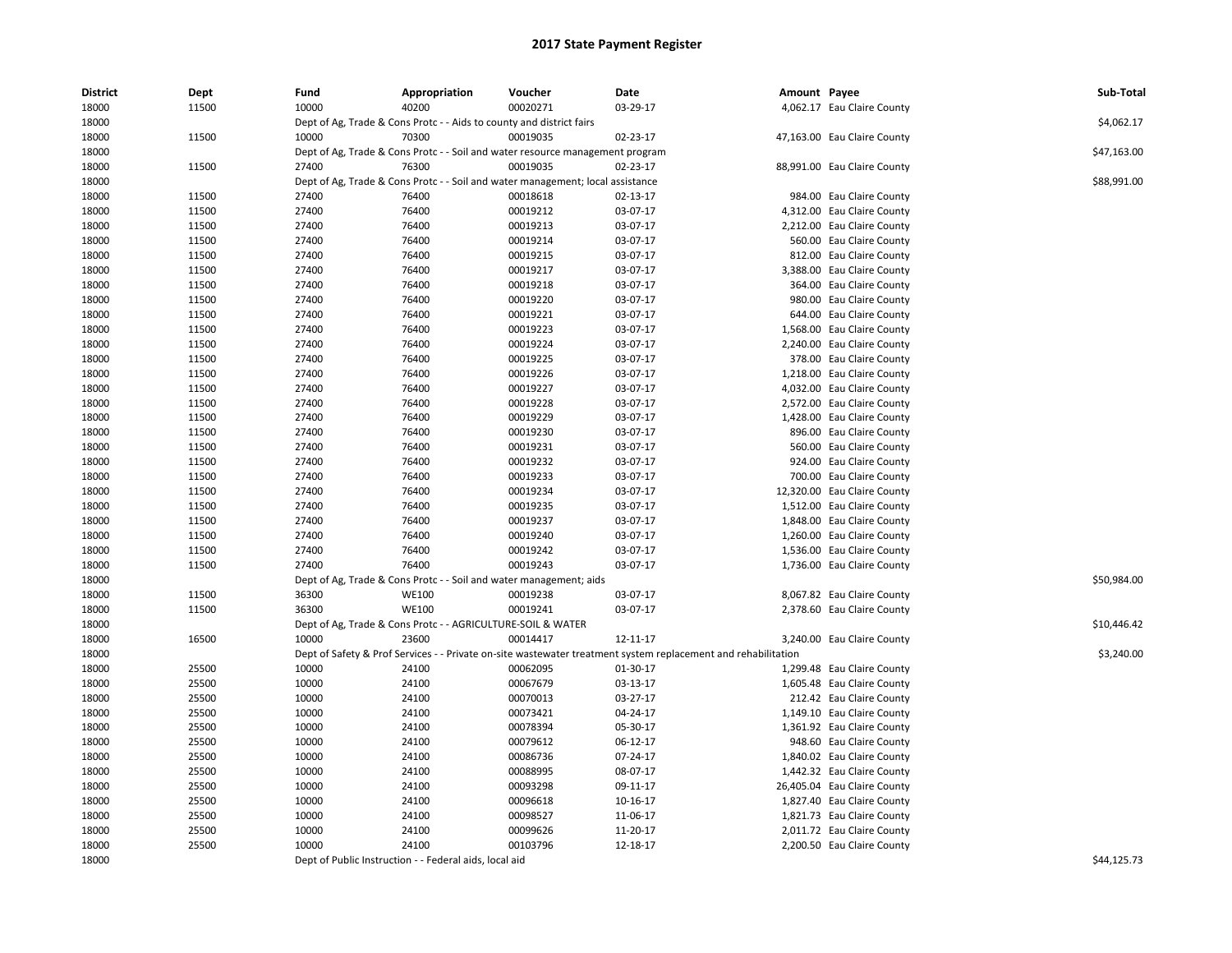# 2017 State Payment Register

| District | Dept | Fund | Appropriation | Voucher | Date | Amount | Payee | Sub-Total |
|---|---|---|---|---|---|---|---|---|
| 18000 | 11500 | 10000 | 40200 | 00020271 | 03-29-17 | 4,062.17 | Eau Claire County | |
| 18000 | | Dept of Ag, Trade & Cons Protc - - Aids to county and district fairs | | | | | | $4,062.17 |
| 18000 | 11500 | 10000 | 70300 | 00019035 | 02-23-17 | 47,163.00 | Eau Claire County | |
| 18000 | | Dept of Ag, Trade & Cons Protc - - Soil and water resource management program | | | | | | $47,163.00 |
| 18000 | 11500 | 27400 | 76300 | 00019035 | 02-23-17 | 88,991.00 | Eau Claire County | |
| 18000 | | Dept of Ag, Trade & Cons Protc - - Soil and water management; local assistance | | | | | | $88,991.00 |
| 18000 | 11500 | 27400 | 76400 | 00018618 | 02-13-17 | 984.00 | Eau Claire County | |
| 18000 | 11500 | 27400 | 76400 | 00019212 | 03-07-17 | 4,312.00 | Eau Claire County | |
| 18000 | 11500 | 27400 | 76400 | 00019213 | 03-07-17 | 2,212.00 | Eau Claire County | |
| 18000 | 11500 | 27400 | 76400 | 00019214 | 03-07-17 | 560.00 | Eau Claire County | |
| 18000 | 11500 | 27400 | 76400 | 00019215 | 03-07-17 | 812.00 | Eau Claire County | |
| 18000 | 11500 | 27400 | 76400 | 00019217 | 03-07-17 | 3,388.00 | Eau Claire County | |
| 18000 | 11500 | 27400 | 76400 | 00019218 | 03-07-17 | 364.00 | Eau Claire County | |
| 18000 | 11500 | 27400 | 76400 | 00019220 | 03-07-17 | 980.00 | Eau Claire County | |
| 18000 | 11500 | 27400 | 76400 | 00019221 | 03-07-17 | 644.00 | Eau Claire County | |
| 18000 | 11500 | 27400 | 76400 | 00019223 | 03-07-17 | 1,568.00 | Eau Claire County | |
| 18000 | 11500 | 27400 | 76400 | 00019224 | 03-07-17 | 2,240.00 | Eau Claire County | |
| 18000 | 11500 | 27400 | 76400 | 00019225 | 03-07-17 | 378.00 | Eau Claire County | |
| 18000 | 11500 | 27400 | 76400 | 00019226 | 03-07-17 | 1,218.00 | Eau Claire County | |
| 18000 | 11500 | 27400 | 76400 | 00019227 | 03-07-17 | 4,032.00 | Eau Claire County | |
| 18000 | 11500 | 27400 | 76400 | 00019228 | 03-07-17 | 2,572.00 | Eau Claire County | |
| 18000 | 11500 | 27400 | 76400 | 00019229 | 03-07-17 | 1,428.00 | Eau Claire County | |
| 18000 | 11500 | 27400 | 76400 | 00019230 | 03-07-17 | 896.00 | Eau Claire County | |
| 18000 | 11500 | 27400 | 76400 | 00019231 | 03-07-17 | 560.00 | Eau Claire County | |
| 18000 | 11500 | 27400 | 76400 | 00019232 | 03-07-17 | 924.00 | Eau Claire County | |
| 18000 | 11500 | 27400 | 76400 | 00019233 | 03-07-17 | 700.00 | Eau Claire County | |
| 18000 | 11500 | 27400 | 76400 | 00019234 | 03-07-17 | 12,320.00 | Eau Claire County | |
| 18000 | 11500 | 27400 | 76400 | 00019235 | 03-07-17 | 1,512.00 | Eau Claire County | |
| 18000 | 11500 | 27400 | 76400 | 00019237 | 03-07-17 | 1,848.00 | Eau Claire County | |
| 18000 | 11500 | 27400 | 76400 | 00019240 | 03-07-17 | 1,260.00 | Eau Claire County | |
| 18000 | 11500 | 27400 | 76400 | 00019242 | 03-07-17 | 1,536.00 | Eau Claire County | |
| 18000 | 11500 | 27400 | 76400 | 00019243 | 03-07-17 | 1,736.00 | Eau Claire County | |
| 18000 | | Dept of Ag, Trade & Cons Protc - - Soil and water management; aids | | | | | | $50,984.00 |
| 18000 | 11500 | 36300 | WE100 | 00019238 | 03-07-17 | 8,067.82 | Eau Claire County | |
| 18000 | 11500 | 36300 | WE100 | 00019241 | 03-07-17 | 2,378.60 | Eau Claire County | |
| 18000 | | Dept of Ag, Trade & Cons Protc - - AGRICULTURE-SOIL & WATER | | | | | | $10,446.42 |
| 18000 | 16500 | 10000 | 23600 | 00014417 | 12-11-17 | 3,240.00 | Eau Claire County | |
| 18000 | | Dept of Safety & Prof Services - - Private on-site wastewater treatment system replacement and rehabilitation | | | | | | $3,240.00 |
| 18000 | 25500 | 10000 | 24100 | 00062095 | 01-30-17 | 1,299.48 | Eau Claire County | |
| 18000 | 25500 | 10000 | 24100 | 00067679 | 03-13-17 | 1,605.48 | Eau Claire County | |
| 18000 | 25500 | 10000 | 24100 | 00070013 | 03-27-17 | 212.42 | Eau Claire County | |
| 18000 | 25500 | 10000 | 24100 | 00073421 | 04-24-17 | 1,149.10 | Eau Claire County | |
| 18000 | 25500 | 10000 | 24100 | 00078394 | 05-30-17 | 1,361.92 | Eau Claire County | |
| 18000 | 25500 | 10000 | 24100 | 00079612 | 06-12-17 | 948.60 | Eau Claire County | |
| 18000 | 25500 | 10000 | 24100 | 00086736 | 07-24-17 | 1,840.02 | Eau Claire County | |
| 18000 | 25500 | 10000 | 24100 | 00088995 | 08-07-17 | 1,442.32 | Eau Claire County | |
| 18000 | 25500 | 10000 | 24100 | 00093298 | 09-11-17 | 26,405.04 | Eau Claire County | |
| 18000 | 25500 | 10000 | 24100 | 00096618 | 10-16-17 | 1,827.40 | Eau Claire County | |
| 18000 | 25500 | 10000 | 24100 | 00098527 | 11-06-17 | 1,821.73 | Eau Claire County | |
| 18000 | 25500 | 10000 | 24100 | 00099626 | 11-20-17 | 2,011.72 | Eau Claire County | |
| 18000 | 25500 | 10000 | 24100 | 00103796 | 12-18-17 | 2,200.50 | Eau Claire County | |
| 18000 | | Dept of Public Instruction - - Federal aids, local aid | | | | | | $44,125.73 |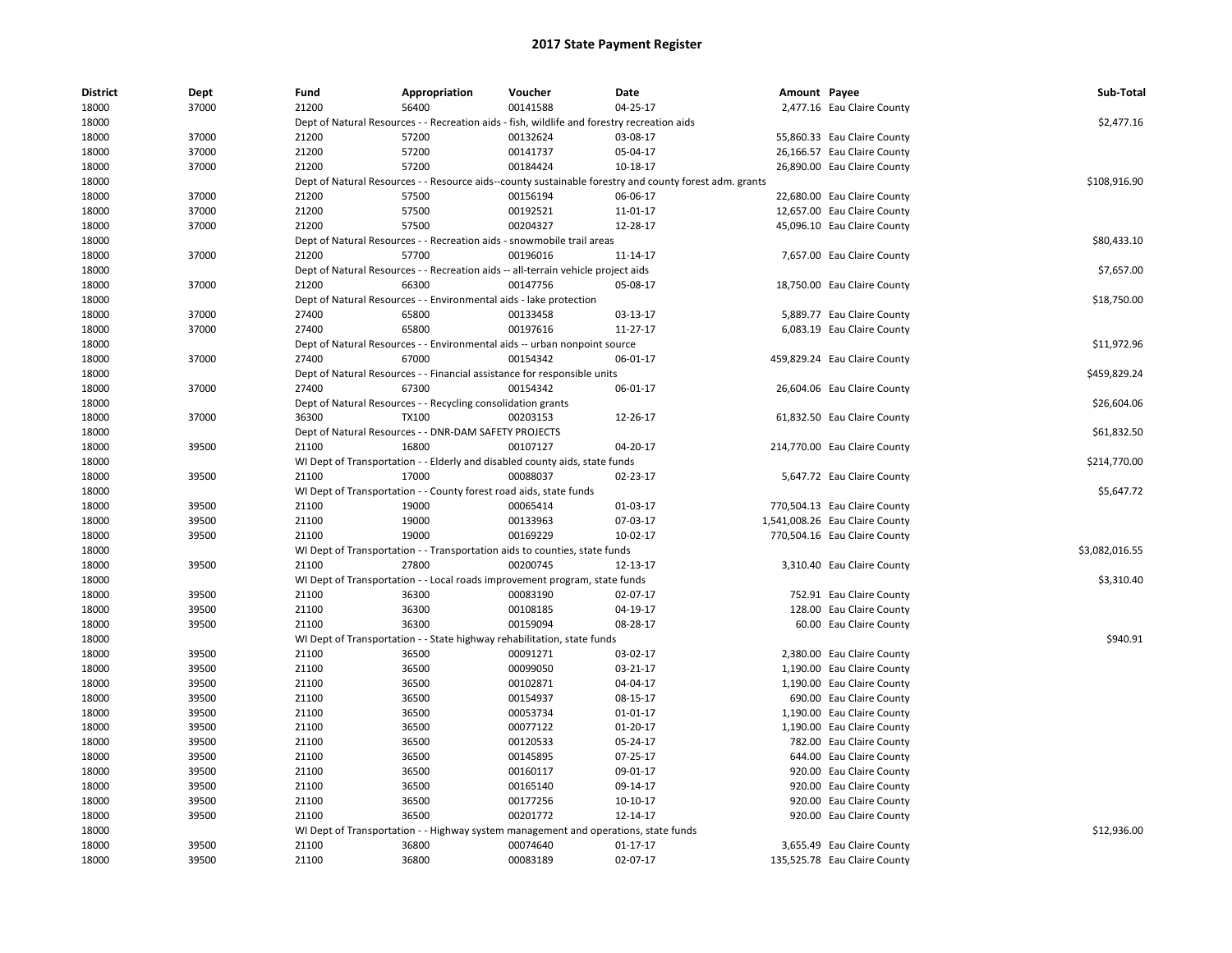# 2017 State Payment Register

| District | Dept | Fund | Appropriation | Voucher | Date | Amount | Payee | Sub-Total |
|---|---|---|---|---|---|---|---|---|
| 18000 | 37000 | 21200 | 56400 | 00141588 | 04-25-17 | 2,477.16 | Eau Claire County | |
| 18000 | | Dept of Natural Resources - - Recreation aids - fish, wildlife and forestry recreation aids | | | | | | $2,477.16 |
| 18000 | 37000 | 21200 | 57200 | 00132624 | 03-08-17 | 55,860.33 | Eau Claire County | |
| 18000 | 37000 | 21200 | 57200 | 00141737 | 05-04-17 | 26,166.57 | Eau Claire County | |
| 18000 | 37000 | 21200 | 57200 | 00184424 | 10-18-17 | 26,890.00 | Eau Claire County | |
| 18000 | | Dept of Natural Resources - - Resource aids--county sustainable forestry and county forest adm. grants | | | | | | $108,916.90 |
| 18000 | 37000 | 21200 | 57500 | 00156194 | 06-06-17 | 22,680.00 | Eau Claire County | |
| 18000 | 37000 | 21200 | 57500 | 00192521 | 11-01-17 | 12,657.00 | Eau Claire County | |
| 18000 | 37000 | 21200 | 57500 | 00204327 | 12-28-17 | 45,096.10 | Eau Claire County | |
| 18000 | | Dept of Natural Resources - - Recreation aids - snowmobile trail areas | | | | | | $80,433.10 |
| 18000 | 37000 | 21200 | 57700 | 00196016 | 11-14-17 | 7,657.00 | Eau Claire County | |
| 18000 | | Dept of Natural Resources - - Recreation aids -- all-terrain vehicle project aids | | | | | | $7,657.00 |
| 18000 | 37000 | 21200 | 66300 | 00147756 | 05-08-17 | 18,750.00 | Eau Claire County | |
| 18000 | | Dept of Natural Resources - - Environmental aids - lake protection | | | | | | $18,750.00 |
| 18000 | 37000 | 27400 | 65800 | 00133458 | 03-13-17 | 5,889.77 | Eau Claire County | |
| 18000 | 37000 | 27400 | 65800 | 00197616 | 11-27-17 | 6,083.19 | Eau Claire County | |
| 18000 | | Dept of Natural Resources - - Environmental aids -- urban nonpoint source | | | | | | $11,972.96 |
| 18000 | 37000 | 27400 | 67000 | 00154342 | 06-01-17 | 459,829.24 | Eau Claire County | |
| 18000 | | Dept of Natural Resources - - Financial assistance for responsible units | | | | | | $459,829.24 |
| 18000 | 37000 | 27400 | 67300 | 00154342 | 06-01-17 | 26,604.06 | Eau Claire County | |
| 18000 | | Dept of Natural Resources - - Recycling consolidation grants | | | | | | $26,604.06 |
| 18000 | 37000 | 36300 | TX100 | 00203153 | 12-26-17 | 61,832.50 | Eau Claire County | |
| 18000 | | Dept of Natural Resources - - DNR-DAM SAFETY PROJECTS | | | | | | $61,832.50 |
| 18000 | 39500 | 21100 | 16800 | 00107127 | 04-20-17 | 214,770.00 | Eau Claire County | |
| 18000 | | WI Dept of Transportation - - Elderly and disabled county aids, state funds | | | | | | $214,770.00 |
| 18000 | 39500 | 21100 | 17000 | 00088037 | 02-23-17 | 5,647.72 | Eau Claire County | |
| 18000 | | WI Dept of Transportation - - County forest road aids, state funds | | | | | | $5,647.72 |
| 18000 | 39500 | 21100 | 19000 | 00065414 | 01-03-17 | 770,504.13 | Eau Claire County | |
| 18000 | 39500 | 21100 | 19000 | 00133963 | 07-03-17 | 1,541,008.26 | Eau Claire County | |
| 18000 | 39500 | 21100 | 19000 | 00169229 | 10-02-17 | 770,504.16 | Eau Claire County | |
| 18000 | | WI Dept of Transportation - - Transportation aids to counties, state funds | | | | | | $3,082,016.55 |
| 18000 | 39500 | 21100 | 27800 | 00200745 | 12-13-17 | 3,310.40 | Eau Claire County | |
| 18000 | | WI Dept of Transportation - - Local roads improvement program, state funds | | | | | | $3,310.40 |
| 18000 | 39500 | 21100 | 36300 | 00083190 | 02-07-17 | 752.91 | Eau Claire County | |
| 18000 | 39500 | 21100 | 36300 | 00108185 | 04-19-17 | 128.00 | Eau Claire County | |
| 18000 | 39500 | 21100 | 36300 | 00159094 | 08-28-17 | 60.00 | Eau Claire County | |
| 18000 | | WI Dept of Transportation - - State highway rehabilitation, state funds | | | | | | $940.91 |
| 18000 | 39500 | 21100 | 36500 | 00091271 | 03-02-17 | 2,380.00 | Eau Claire County | |
| 18000 | 39500 | 21100 | 36500 | 00099050 | 03-21-17 | 1,190.00 | Eau Claire County | |
| 18000 | 39500 | 21100 | 36500 | 00102871 | 04-04-17 | 1,190.00 | Eau Claire County | |
| 18000 | 39500 | 21100 | 36500 | 00154937 | 08-15-17 | 690.00 | Eau Claire County | |
| 18000 | 39500 | 21100 | 36500 | 00053734 | 01-01-17 | 1,190.00 | Eau Claire County | |
| 18000 | 39500 | 21100 | 36500 | 00077122 | 01-20-17 | 1,190.00 | Eau Claire County | |
| 18000 | 39500 | 21100 | 36500 | 00120533 | 05-24-17 | 782.00 | Eau Claire County | |
| 18000 | 39500 | 21100 | 36500 | 00145895 | 07-25-17 | 644.00 | Eau Claire County | |
| 18000 | 39500 | 21100 | 36500 | 00160117 | 09-01-17 | 920.00 | Eau Claire County | |
| 18000 | 39500 | 21100 | 36500 | 00165140 | 09-14-17 | 920.00 | Eau Claire County | |
| 18000 | 39500 | 21100 | 36500 | 00177256 | 10-10-17 | 920.00 | Eau Claire County | |
| 18000 | 39500 | 21100 | 36500 | 00201772 | 12-14-17 | 920.00 | Eau Claire County | |
| 18000 | | WI Dept of Transportation - - Highway system management and operations, state funds | | | | | | $12,936.00 |
| 18000 | 39500 | 21100 | 36800 | 00074640 | 01-17-17 | 3,655.49 | Eau Claire County | |
| 18000 | 39500 | 21100 | 36800 | 00083189 | 02-07-17 | 135,525.78 | Eau Claire County | |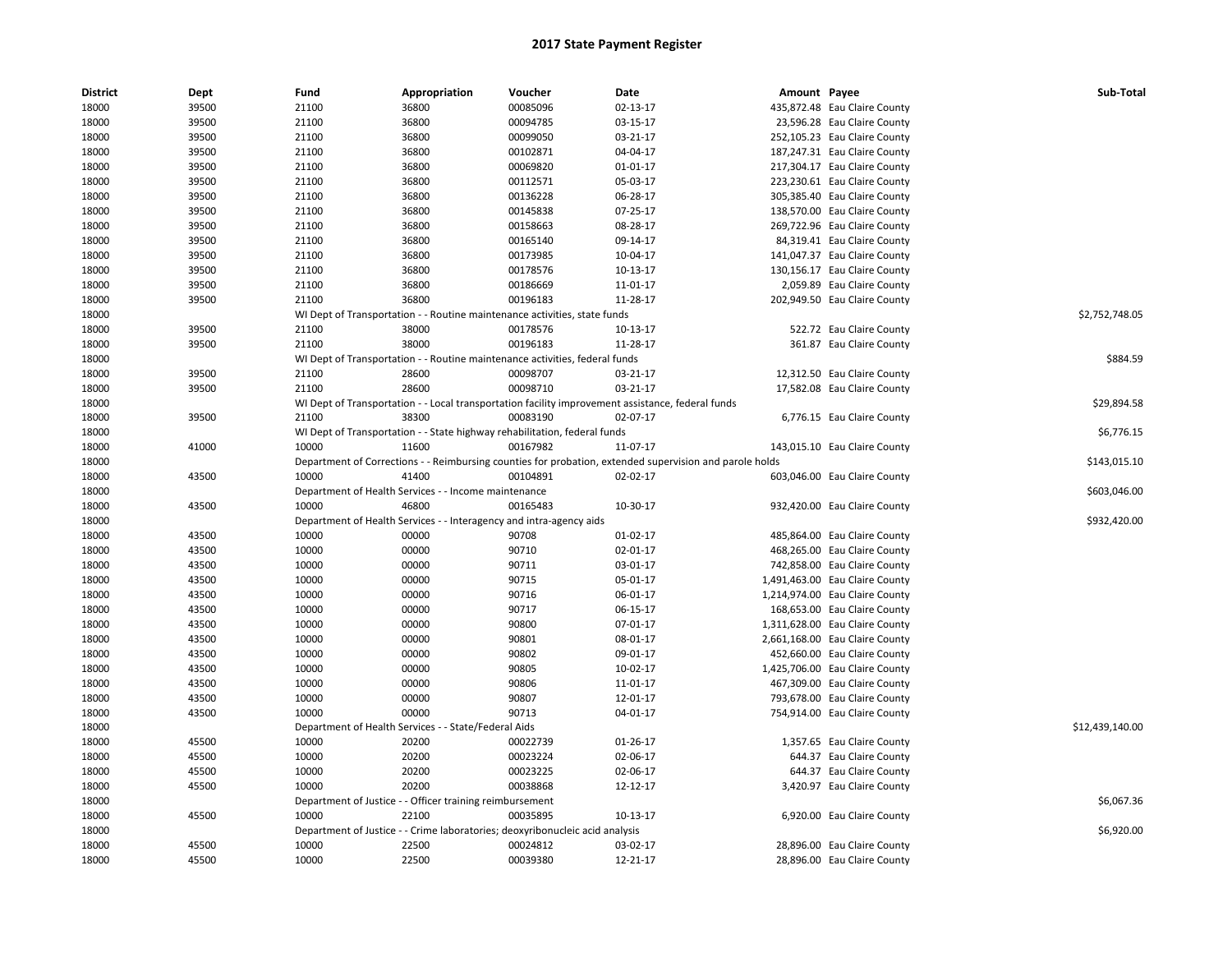# 2017 State Payment Register

| District | Dept | Fund | Appropriation | Voucher | Date | Amount | Payee | Sub-Total |
|---|---|---|---|---|---|---|---|---|
| 18000 | 39500 | 21100 | 36800 | 00085096 | 02-13-17 | 435,872.48 | Eau Claire County | |
| 18000 | 39500 | 21100 | 36800 | 00094785 | 03-15-17 | 23,596.28 | Eau Claire County | |
| 18000 | 39500 | 21100 | 36800 | 00099050 | 03-21-17 | 252,105.23 | Eau Claire County | |
| 18000 | 39500 | 21100 | 36800 | 00102871 | 04-04-17 | 187,247.31 | Eau Claire County | |
| 18000 | 39500 | 21100 | 36800 | 00069820 | 01-01-17 | 217,304.17 | Eau Claire County | |
| 18000 | 39500 | 21100 | 36800 | 00112571 | 05-03-17 | 223,230.61 | Eau Claire County | |
| 18000 | 39500 | 21100 | 36800 | 00136228 | 06-28-17 | 305,385.40 | Eau Claire County | |
| 18000 | 39500 | 21100 | 36800 | 00145838 | 07-25-17 | 138,570.00 | Eau Claire County | |
| 18000 | 39500 | 21100 | 36800 | 00158663 | 08-28-17 | 269,722.96 | Eau Claire County | |
| 18000 | 39500 | 21100 | 36800 | 00165140 | 09-14-17 | 84,319.41 | Eau Claire County | |
| 18000 | 39500 | 21100 | 36800 | 00173985 | 10-04-17 | 141,047.37 | Eau Claire County | |
| 18000 | 39500 | 21100 | 36800 | 00178576 | 10-13-17 | 130,156.17 | Eau Claire County | |
| 18000 | 39500 | 21100 | 36800 | 00186669 | 11-01-17 | 2,059.89 | Eau Claire County | |
| 18000 | 39500 | 21100 | 36800 | 00196183 | 11-28-17 | 202,949.50 | Eau Claire County | |
| 18000 | | WI Dept of Transportation - - Routine maintenance activities, state funds | | | | | | $2,752,748.05 |
| 18000 | 39500 | 21100 | 38000 | 00178576 | 10-13-17 | 522.72 | Eau Claire County | |
| 18000 | 39500 | 21100 | 38000 | 00196183 | 11-28-17 | 361.87 | Eau Claire County | |
| 18000 | | WI Dept of Transportation - - Routine maintenance activities, federal funds | | | | | | $884.59 |
| 18000 | 39500 | 21100 | 28600 | 00098707 | 03-21-17 | 12,312.50 | Eau Claire County | |
| 18000 | 39500 | 21100 | 28600 | 00098710 | 03-21-17 | 17,582.08 | Eau Claire County | |
| 18000 | | WI Dept of Transportation - - Local transportation facility improvement assistance, federal funds | | | | | | $29,894.58 |
| 18000 | 39500 | 21100 | 38300 | 00083190 | 02-07-17 | 6,776.15 | Eau Claire County | |
| 18000 | | WI Dept of Transportation - - State highway rehabilitation, federal funds | | | | | | $6,776.15 |
| 18000 | 41000 | 10000 | 11600 | 00167982 | 11-07-17 | 143,015.10 | Eau Claire County | |
| 18000 | | Department of Corrections - - Reimbursing counties for probation, extended supervision and parole holds | | | | | | $143,015.10 |
| 18000 | 43500 | 10000 | 41400 | 00104891 | 02-02-17 | 603,046.00 | Eau Claire County | |
| 18000 | | Department of Health Services - - Income maintenance | | | | | | $603,046.00 |
| 18000 | 43500 | 10000 | 46800 | 00165483 | 10-30-17 | 932,420.00 | Eau Claire County | |
| 18000 | | Department of Health Services - - Interagency and intra-agency aids | | | | | | $932,420.00 |
| 18000 | 43500 | 10000 | 00000 | 90708 | 01-02-17 | 485,864.00 | Eau Claire County | |
| 18000 | 43500 | 10000 | 00000 | 90710 | 02-01-17 | 468,265.00 | Eau Claire County | |
| 18000 | 43500 | 10000 | 00000 | 90711 | 03-01-17 | 742,858.00 | Eau Claire County | |
| 18000 | 43500 | 10000 | 00000 | 90715 | 05-01-17 | 1,491,463.00 | Eau Claire County | |
| 18000 | 43500 | 10000 | 00000 | 90716 | 06-01-17 | 1,214,974.00 | Eau Claire County | |
| 18000 | 43500 | 10000 | 00000 | 90717 | 06-15-17 | 168,653.00 | Eau Claire County | |
| 18000 | 43500 | 10000 | 00000 | 90800 | 07-01-17 | 1,311,628.00 | Eau Claire County | |
| 18000 | 43500 | 10000 | 00000 | 90801 | 08-01-17 | 2,661,168.00 | Eau Claire County | |
| 18000 | 43500 | 10000 | 00000 | 90802 | 09-01-17 | 452,660.00 | Eau Claire County | |
| 18000 | 43500 | 10000 | 00000 | 90805 | 10-02-17 | 1,425,706.00 | Eau Claire County | |
| 18000 | 43500 | 10000 | 00000 | 90806 | 11-01-17 | 467,309.00 | Eau Claire County | |
| 18000 | 43500 | 10000 | 00000 | 90807 | 12-01-17 | 793,678.00 | Eau Claire County | |
| 18000 | 43500 | 10000 | 00000 | 90713 | 04-01-17 | 754,914.00 | Eau Claire County | |
| 18000 | | Department of Health Services - - State/Federal Aids | | | | | | $12,439,140.00 |
| 18000 | 45500 | 10000 | 20200 | 00022739 | 01-26-17 | 1,357.65 | Eau Claire County | |
| 18000 | 45500 | 10000 | 20200 | 00023224 | 02-06-17 | 644.37 | Eau Claire County | |
| 18000 | 45500 | 10000 | 20200 | 00023225 | 02-06-17 | 644.37 | Eau Claire County | |
| 18000 | 45500 | 10000 | 20200 | 00038868 | 12-12-17 | 3,420.97 | Eau Claire County | |
| 18000 | | Department of Justice - - Officer training reimbursement | | | | | | $6,067.36 |
| 18000 | 45500 | 10000 | 22100 | 00035895 | 10-13-17 | 6,920.00 | Eau Claire County | |
| 18000 | | Department of Justice - - Crime laboratories; deoxyribonucleic acid analysis | | | | | | $6,920.00 |
| 18000 | 45500 | 10000 | 22500 | 00024812 | 03-02-17 | 28,896.00 | Eau Claire County | |
| 18000 | 45500 | 10000 | 22500 | 00039380 | 12-21-17 | 28,896.00 | Eau Claire County | |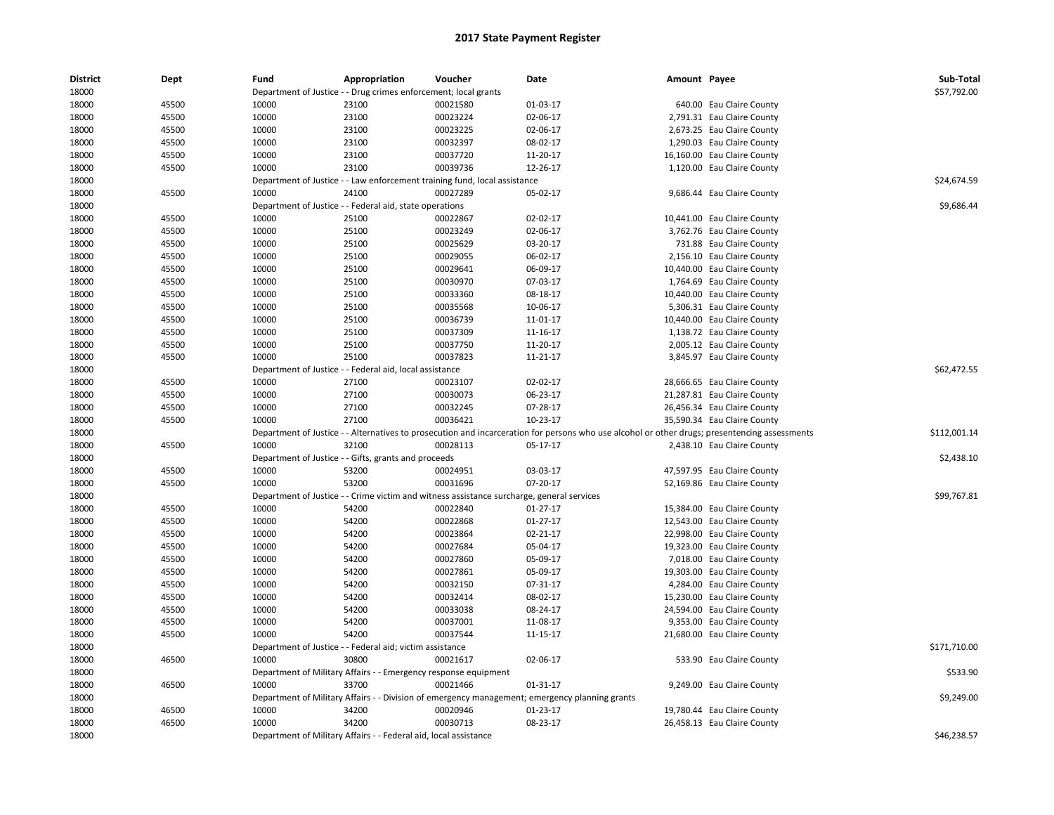# 2017 State Payment Register

| District | Dept | Fund | Appropriation | Voucher | Date | Amount | Payee | Sub-Total |
|---|---|---|---|---|---|---|---|---|
| 18000 | | Department of Justice - - Drug crimes enforcement; local grants | | | | | | $57,792.00 |
| 18000 | 45500 | 10000 | 23100 | 00021580 | 01-03-17 | 640.00 | Eau Claire County | |
| 18000 | 45500 | 10000 | 23100 | 00023224 | 02-06-17 | 2,791.31 | Eau Claire County | |
| 18000 | 45500 | 10000 | 23100 | 00023225 | 02-06-17 | 2,673.25 | Eau Claire County | |
| 18000 | 45500 | 10000 | 23100 | 00032397 | 08-02-17 | 1,290.03 | Eau Claire County | |
| 18000 | 45500 | 10000 | 23100 | 00037720 | 11-20-17 | 16,160.00 | Eau Claire County | |
| 18000 | 45500 | 10000 | 23100 | 00039736 | 12-26-17 | 1,120.00 | Eau Claire County | |
| 18000 | | Department of Justice - - Law enforcement training fund, local assistance | | | | | | $24,674.59 |
| 18000 | 45500 | 10000 | 24100 | 00027289 | 05-02-17 | 9,686.44 | Eau Claire County | |
| 18000 | | Department of Justice - - Federal aid, state operations | | | | | | $9,686.44 |
| 18000 | 45500 | 10000 | 25100 | 00022867 | 02-02-17 | 10,441.00 | Eau Claire County | |
| 18000 | 45500 | 10000 | 25100 | 00023249 | 02-06-17 | 3,762.76 | Eau Claire County | |
| 18000 | 45500 | 10000 | 25100 | 00025629 | 03-20-17 | 731.88 | Eau Claire County | |
| 18000 | 45500 | 10000 | 25100 | 00029055 | 06-02-17 | 2,156.10 | Eau Claire County | |
| 18000 | 45500 | 10000 | 25100 | 00029641 | 06-09-17 | 10,440.00 | Eau Claire County | |
| 18000 | 45500 | 10000 | 25100 | 00030970 | 07-03-17 | 1,764.69 | Eau Claire County | |
| 18000 | 45500 | 10000 | 25100 | 00033360 | 08-18-17 | 10,440.00 | Eau Claire County | |
| 18000 | 45500 | 10000 | 25100 | 00035568 | 10-06-17 | 5,306.31 | Eau Claire County | |
| 18000 | 45500 | 10000 | 25100 | 00036739 | 11-01-17 | 10,440.00 | Eau Claire County | |
| 18000 | 45500 | 10000 | 25100 | 00037309 | 11-16-17 | 1,138.72 | Eau Claire County | |
| 18000 | 45500 | 10000 | 25100 | 00037750 | 11-20-17 | 2,005.12 | Eau Claire County | |
| 18000 | 45500 | 10000 | 25100 | 00037823 | 11-21-17 | 3,845.97 | Eau Claire County | |
| 18000 | | Department of Justice - - Federal aid, local assistance | | | | | | $62,472.55 |
| 18000 | 45500 | 10000 | 27100 | 00023107 | 02-02-17 | 28,666.65 | Eau Claire County | |
| 18000 | 45500 | 10000 | 27100 | 00030073 | 06-23-17 | 21,287.81 | Eau Claire County | |
| 18000 | 45500 | 10000 | 27100 | 00032245 | 07-28-17 | 26,456.34 | Eau Claire County | |
| 18000 | 45500 | 10000 | 27100 | 00036421 | 10-23-17 | 35,590.34 | Eau Claire County | |
| 18000 | | Department of Justice - - Alternatives to prosecution and incarceration for persons who use alcohol or other drugs; presentencing assessments | | | | | | $112,001.14 |
| 18000 | 45500 | 10000 | 32100 | 00028113 | 05-17-17 | 2,438.10 | Eau Claire County | |
| 18000 | | Department of Justice - - Gifts, grants and proceeds | | | | | | $2,438.10 |
| 18000 | 45500 | 10000 | 53200 | 00024951 | 03-03-17 | 47,597.95 | Eau Claire County | |
| 18000 | 45500 | 10000 | 53200 | 00031696 | 07-20-17 | 52,169.86 | Eau Claire County | |
| 18000 | | Department of Justice - - Crime victim and witness assistance surcharge, general services | | | | | | $99,767.81 |
| 18000 | 45500 | 10000 | 54200 | 00022840 | 01-27-17 | 15,384.00 | Eau Claire County | |
| 18000 | 45500 | 10000 | 54200 | 00022868 | 01-27-17 | 12,543.00 | Eau Claire County | |
| 18000 | 45500 | 10000 | 54200 | 00023864 | 02-21-17 | 22,998.00 | Eau Claire County | |
| 18000 | 45500 | 10000 | 54200 | 00027684 | 05-04-17 | 19,323.00 | Eau Claire County | |
| 18000 | 45500 | 10000 | 54200 | 00027860 | 05-09-17 | 7,018.00 | Eau Claire County | |
| 18000 | 45500 | 10000 | 54200 | 00027861 | 05-09-17 | 19,303.00 | Eau Claire County | |
| 18000 | 45500 | 10000 | 54200 | 00032150 | 07-31-17 | 4,284.00 | Eau Claire County | |
| 18000 | 45500 | 10000 | 54200 | 00032414 | 08-02-17 | 15,230.00 | Eau Claire County | |
| 18000 | 45500 | 10000 | 54200 | 00033038 | 08-24-17 | 24,594.00 | Eau Claire County | |
| 18000 | 45500 | 10000 | 54200 | 00037001 | 11-08-17 | 9,353.00 | Eau Claire County | |
| 18000 | 45500 | 10000 | 54200 | 00037544 | 11-15-17 | 21,680.00 | Eau Claire County | |
| 18000 | | Department of Justice - - Federal aid; victim assistance | | | | | | $171,710.00 |
| 18000 | 46500 | 10000 | 30800 | 00021617 | 02-06-17 | 533.90 | Eau Claire County | |
| 18000 | | Department of Military Affairs - - Emergency response equipment | | | | | | $533.90 |
| 18000 | 46500 | 10000 | 33700 | 00021466 | 01-31-17 | 9,249.00 | Eau Claire County | |
| 18000 | | Department of Military Affairs - - Division of emergency management; emergency planning grants | | | | | | $9,249.00 |
| 18000 | 46500 | 10000 | 34200 | 00020946 | 01-23-17 | 19,780.44 | Eau Claire County | |
| 18000 | 46500 | 10000 | 34200 | 00030713 | 08-23-17 | 26,458.13 | Eau Claire County | |
| 18000 | | Department of Military Affairs - - Federal aid, local assistance | | | | | | $46,238.57 |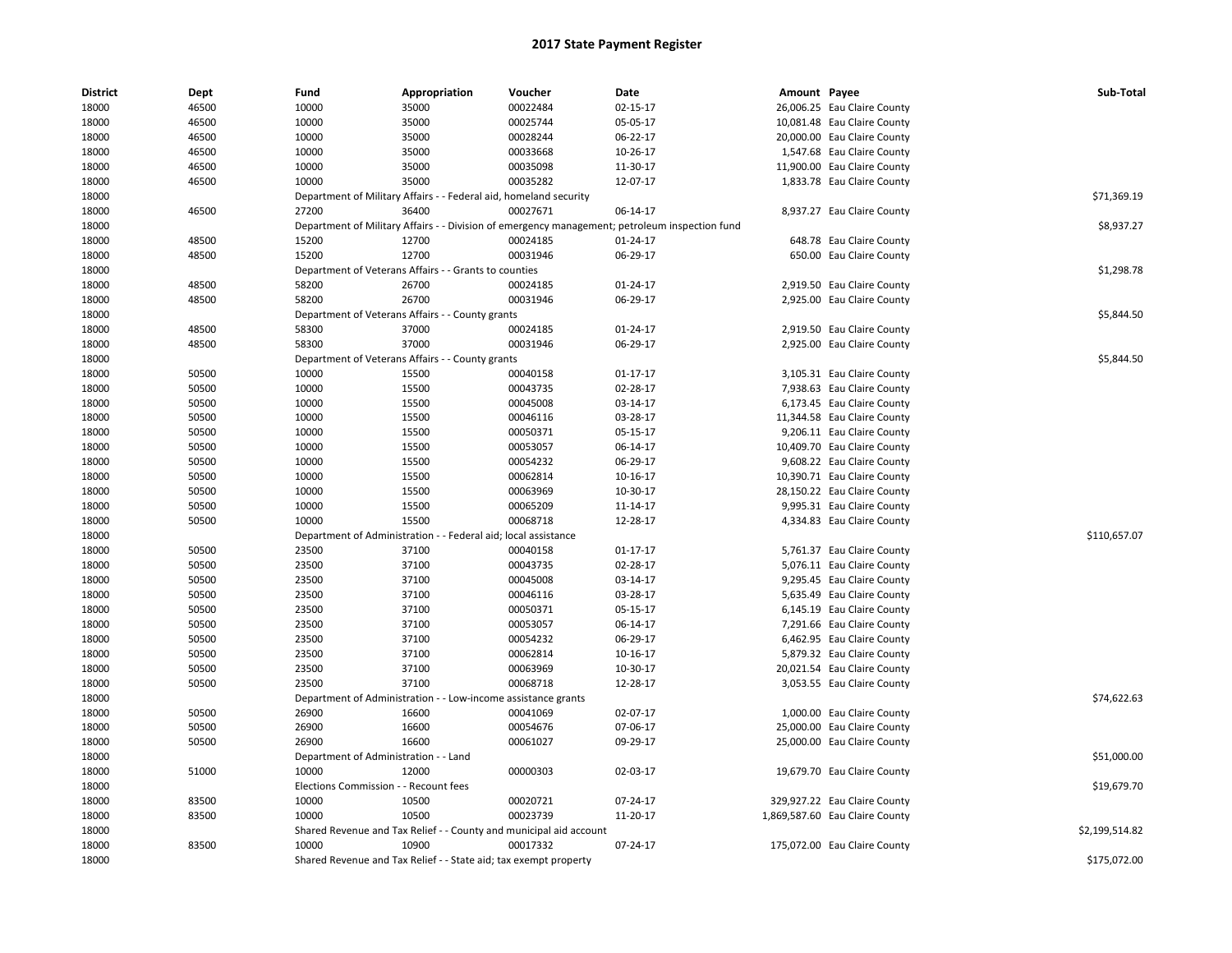# 2017 State Payment Register

| District | Dept | Fund | Appropriation | Voucher | Date | Amount | Payee | Sub-Total |
|---|---|---|---|---|---|---|---|---|
| 18000 | 46500 | 10000 | 35000 | 00022484 | 02-15-17 | 26,006.25 | Eau Claire County | |
| 18000 | 46500 | 10000 | 35000 | 00025744 | 05-05-17 | 10,081.48 | Eau Claire County | |
| 18000 | 46500 | 10000 | 35000 | 00028244 | 06-22-17 | 20,000.00 | Eau Claire County | |
| 18000 | 46500 | 10000 | 35000 | 00033668 | 10-26-17 | 1,547.68 | Eau Claire County | |
| 18000 | 46500 | 10000 | 35000 | 00035098 | 11-30-17 | 11,900.00 | Eau Claire County | |
| 18000 | 46500 | 10000 | 35000 | 00035282 | 12-07-17 | 1,833.78 | Eau Claire County | |
| 18000 | | Department of Military Affairs - - Federal aid, homeland security | | | | | | $71,369.19 |
| 18000 | 46500 | 27200 | 36400 | 00027671 | 06-14-17 | 8,937.27 | Eau Claire County | |
| 18000 | | Department of Military Affairs - - Division of emergency management; petroleum inspection fund | | | | | | $8,937.27 |
| 18000 | 48500 | 15200 | 12700 | 00024185 | 01-24-17 | 648.78 | Eau Claire County | |
| 18000 | 48500 | 15200 | 12700 | 00031946 | 06-29-17 | 650.00 | Eau Claire County | |
| 18000 | | Department of Veterans Affairs - - Grants to counties | | | | | | $1,298.78 |
| 18000 | 48500 | 58200 | 26700 | 00024185 | 01-24-17 | 2,919.50 | Eau Claire County | |
| 18000 | 48500 | 58200 | 26700 | 00031946 | 06-29-17 | 2,925.00 | Eau Claire County | |
| 18000 | | Department of Veterans Affairs - - County grants | | | | | | $5,844.50 |
| 18000 | 48500 | 58300 | 37000 | 00024185 | 01-24-17 | 2,919.50 | Eau Claire County | |
| 18000 | 48500 | 58300 | 37000 | 00031946 | 06-29-17 | 2,925.00 | Eau Claire County | |
| 18000 | | Department of Veterans Affairs - - County grants | | | | | | $5,844.50 |
| 18000 | 50500 | 10000 | 15500 | 00040158 | 01-17-17 | 3,105.31 | Eau Claire County | |
| 18000 | 50500 | 10000 | 15500 | 00043735 | 02-28-17 | 7,938.63 | Eau Claire County | |
| 18000 | 50500 | 10000 | 15500 | 00045008 | 03-14-17 | 6,173.45 | Eau Claire County | |
| 18000 | 50500 | 10000 | 15500 | 00046116 | 03-28-17 | 11,344.58 | Eau Claire County | |
| 18000 | 50500 | 10000 | 15500 | 00050371 | 05-15-17 | 9,206.11 | Eau Claire County | |
| 18000 | 50500 | 10000 | 15500 | 00053057 | 06-14-17 | 10,409.70 | Eau Claire County | |
| 18000 | 50500 | 10000 | 15500 | 00054232 | 06-29-17 | 9,608.22 | Eau Claire County | |
| 18000 | 50500 | 10000 | 15500 | 00062814 | 10-16-17 | 10,390.71 | Eau Claire County | |
| 18000 | 50500 | 10000 | 15500 | 00063969 | 10-30-17 | 28,150.22 | Eau Claire County | |
| 18000 | 50500 | 10000 | 15500 | 00065209 | 11-14-17 | 9,995.31 | Eau Claire County | |
| 18000 | 50500 | 10000 | 15500 | 00068718 | 12-28-17 | 4,334.83 | Eau Claire County | |
| 18000 | | Department of Administration - - Federal aid; local assistance | | | | | | $110,657.07 |
| 18000 | 50500 | 23500 | 37100 | 00040158 | 01-17-17 | 5,761.37 | Eau Claire County | |
| 18000 | 50500 | 23500 | 37100 | 00043735 | 02-28-17 | 5,076.11 | Eau Claire County | |
| 18000 | 50500 | 23500 | 37100 | 00045008 | 03-14-17 | 9,295.45 | Eau Claire County | |
| 18000 | 50500 | 23500 | 37100 | 00046116 | 03-28-17 | 5,635.49 | Eau Claire County | |
| 18000 | 50500 | 23500 | 37100 | 00050371 | 05-15-17 | 6,145.19 | Eau Claire County | |
| 18000 | 50500 | 23500 | 37100 | 00053057 | 06-14-17 | 7,291.66 | Eau Claire County | |
| 18000 | 50500 | 23500 | 37100 | 00054232 | 06-29-17 | 6,462.95 | Eau Claire County | |
| 18000 | 50500 | 23500 | 37100 | 00062814 | 10-16-17 | 5,879.32 | Eau Claire County | |
| 18000 | 50500 | 23500 | 37100 | 00063969 | 10-30-17 | 20,021.54 | Eau Claire County | |
| 18000 | 50500 | 23500 | 37100 | 00068718 | 12-28-17 | 3,053.55 | Eau Claire County | |
| 18000 | | Department of Administration - - Low-income assistance grants | | | | | | $74,622.63 |
| 18000 | 50500 | 26900 | 16600 | 00041069 | 02-07-17 | 1,000.00 | Eau Claire County | |
| 18000 | 50500 | 26900 | 16600 | 00054676 | 07-06-17 | 25,000.00 | Eau Claire County | |
| 18000 | 50500 | 26900 | 16600 | 00061027 | 09-29-17 | 25,000.00 | Eau Claire County | |
| 18000 | | Department of Administration - - Land | | | | | | $51,000.00 |
| 18000 | 51000 | 10000 | 12000 | 00000303 | 02-03-17 | 19,679.70 | Eau Claire County | |
| 18000 | | Elections Commission - - Recount fees | | | | | | $19,679.70 |
| 18000 | 83500 | 10000 | 10500 | 00020721 | 07-24-17 | 329,927.22 | Eau Claire County | |
| 18000 | 83500 | 10000 | 10500 | 00023739 | 11-20-17 | 1,869,587.60 | Eau Claire County | |
| 18000 | | Shared Revenue and Tax Relief - - County and municipal aid account | | | | | | $2,199,514.82 |
| 18000 | 83500 | 10000 | 10900 | 00017332 | 07-24-17 | 175,072.00 | Eau Claire County | |
| 18000 | | Shared Revenue and Tax Relief - - State aid; tax exempt property | | | | | | $175,072.00 |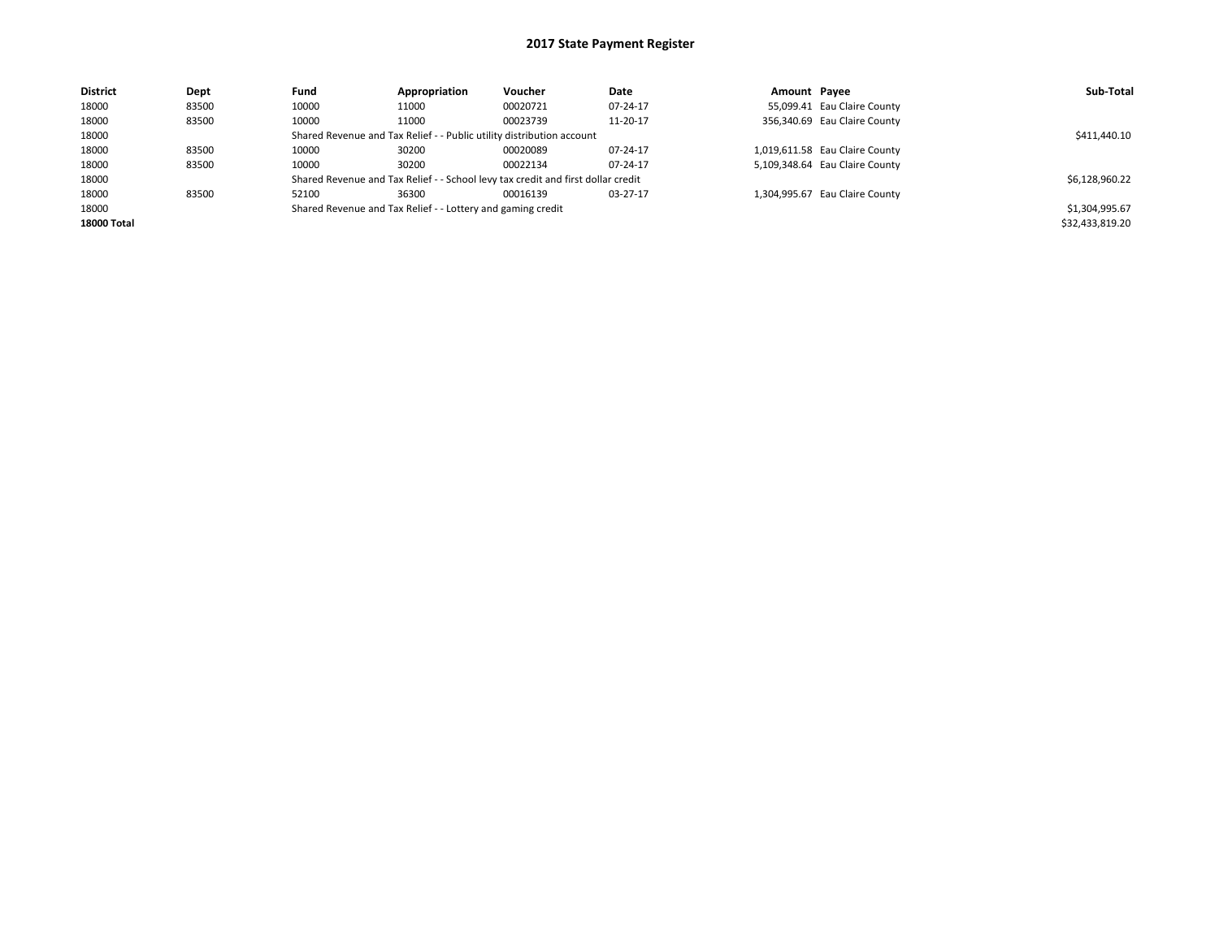# 2017 State Payment Register

| District | Dept | Fund | Appropriation | Voucher | Date | Amount | Payee | Sub-Total |
|---|---|---|---|---|---|---|---|---|
| 18000 | 83500 | 10000 | 11000 | 00020721 | 07-24-17 | 55,099.41 | Eau Claire County | |
| 18000 | 83500 | 10000 | 11000 | 00023739 | 11-20-17 | 356,340.69 | Eau Claire County | |
| 18000 | | Shared Revenue and Tax Relief - - Public utility distribution account | | | | | | $411,440.10 |
| 18000 | 83500 | 10000 | 30200 | 00020089 | 07-24-17 | 1,019,611.58 | Eau Claire County | |
| 18000 | 83500 | 10000 | 30200 | 00022134 | 07-24-17 | 5,109,348.64 | Eau Claire County | |
| 18000 | | Shared Revenue and Tax Relief - - School levy tax credit and first dollar credit | | | | | | $6,128,960.22 |
| 18000 | 83500 | 52100 | 36300 | 00016139 | 03-27-17 | 1,304,995.67 | Eau Claire County | |
| 18000 | | Shared Revenue and Tax Relief - - Lottery and gaming credit | | | | | | $1,304,995.67 |
| **18000 Total** | | | | | | | | $32,433,819.20 |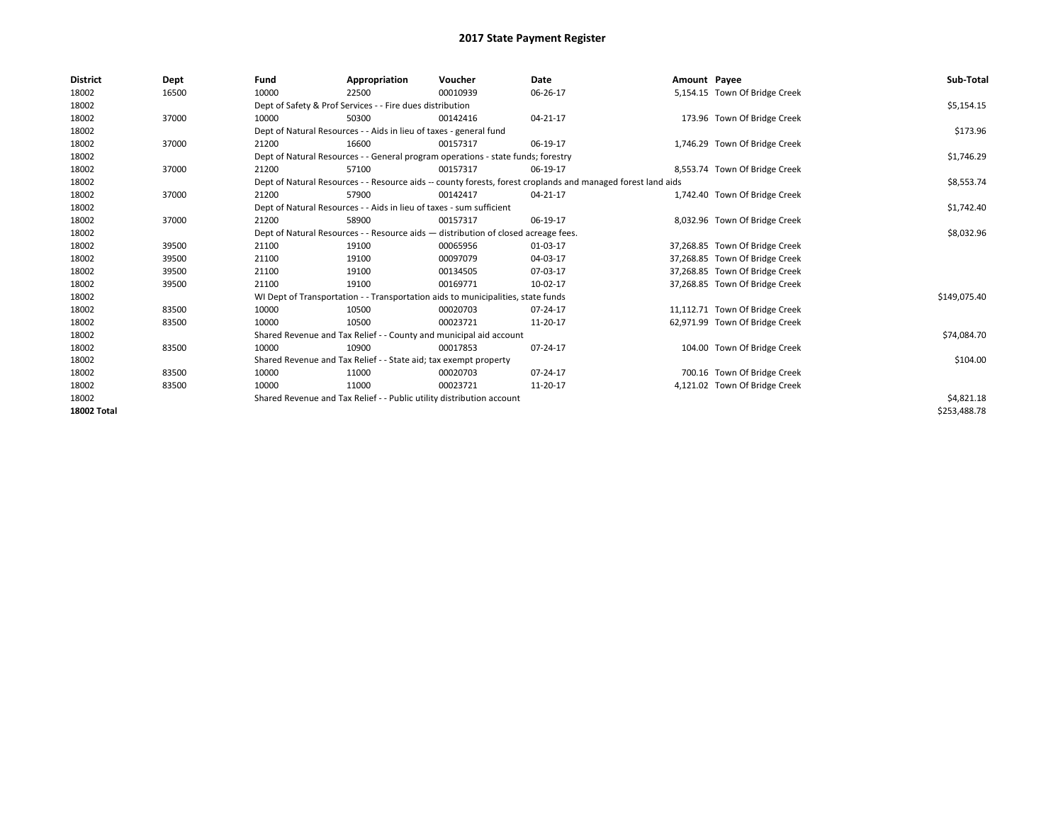# 2017 State Payment Register

| District | Dept | Fund | Appropriation | Voucher | Date | Amount | Payee | Sub-Total |
|---|---|---|---|---|---|---|---|---|
| 18002 | 16500 | 10000 | 22500 | 00010939 | 06-26-17 | 5,154.15 | Town Of Bridge Creek | |
| 18002 | | Dept of Safety & Prof Services - - Fire dues distribution | | | | | | $5,154.15 |
| 18002 | 37000 | 10000 | 50300 | 00142416 | 04-21-17 | 173.96 | Town Of Bridge Creek | |
| 18002 | | Dept of Natural Resources - - Aids in lieu of taxes - general fund | | | | | | $173.96 |
| 18002 | 37000 | 21200 | 16600 | 00157317 | 06-19-17 | 1,746.29 | Town Of Bridge Creek | |
| 18002 | | Dept of Natural Resources - - General program operations - state funds; forestry | | | | | | $1,746.29 |
| 18002 | 37000 | 21200 | 57100 | 00157317 | 06-19-17 | 8,553.74 | Town Of Bridge Creek | |
| 18002 | | Dept of Natural Resources - - Resource aids -- county forests, forest croplands and managed forest land aids | | | | | | $8,553.74 |
| 18002 | 37000 | 21200 | 57900 | 00142417 | 04-21-17 | 1,742.40 | Town Of Bridge Creek | |
| 18002 | | Dept of Natural Resources - - Aids in lieu of taxes - sum sufficient | | | | | | $1,742.40 |
| 18002 | 37000 | 21200 | 58900 | 00157317 | 06-19-17 | 8,032.96 | Town Of Bridge Creek | |
| 18002 | | Dept of Natural Resources - - Resource aids — distribution of closed acreage fees. | | | | | | $8,032.96 |
| 18002 | 39500 | 21100 | 19100 | 00065956 | 01-03-17 | 37,268.85 | Town Of Bridge Creek | |
| 18002 | 39500 | 21100 | 19100 | 00097079 | 04-03-17 | 37,268.85 | Town Of Bridge Creek | |
| 18002 | 39500 | 21100 | 19100 | 00134505 | 07-03-17 | 37,268.85 | Town Of Bridge Creek | |
| 18002 | 39500 | 21100 | 19100 | 00169771 | 10-02-17 | 37,268.85 | Town Of Bridge Creek | |
| 18002 | | WI Dept of Transportation - - Transportation aids to municipalities, state funds | | | | | | $149,075.40 |
| 18002 | 83500 | 10000 | 10500 | 00020703 | 07-24-17 | 11,112.71 | Town Of Bridge Creek | |
| 18002 | 83500 | 10000 | 10500 | 00023721 | 11-20-17 | 62,971.99 | Town Of Bridge Creek | |
| 18002 | | Shared Revenue and Tax Relief - - County and municipal aid account | | | | | | $74,084.70 |
| 18002 | 83500 | 10000 | 10900 | 00017853 | 07-24-17 | 104.00 | Town Of Bridge Creek | |
| 18002 | | Shared Revenue and Tax Relief - - State aid; tax exempt property | | | | | | $104.00 |
| 18002 | 83500 | 10000 | 11000 | 00020703 | 07-24-17 | 700.16 | Town Of Bridge Creek | |
| 18002 | 83500 | 10000 | 11000 | 00023721 | 11-20-17 | 4,121.02 | Town Of Bridge Creek | |
| 18002 | | Shared Revenue and Tax Relief - - Public utility distribution account | | | | | | $4,821.18 |
| **18002 Total** | | | | | | | | $253,488.78 |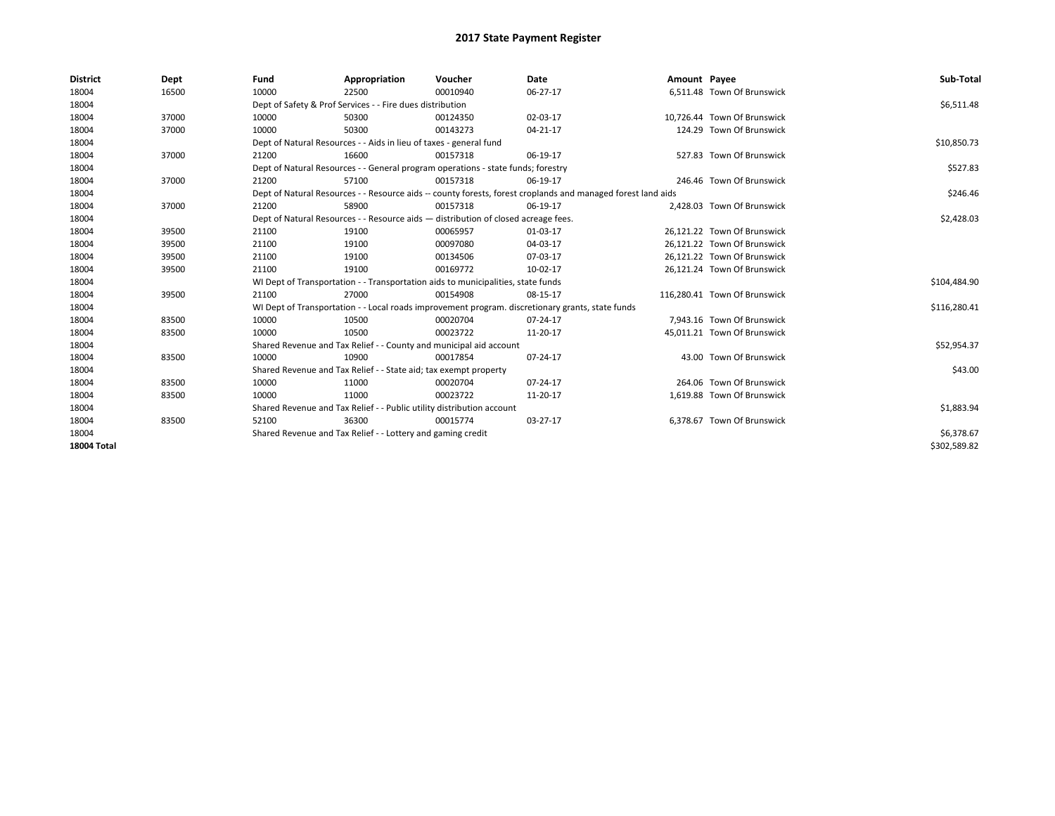# 2017 State Payment Register

| District | Dept | Fund | Appropriation | Voucher | Date | Amount | Payee | Sub-Total |
|---|---|---|---|---|---|---|---|---|
| 18004 | 16500 | 10000 | 22500 | 00010940 | 06-27-17 | 6,511.48 | Town Of Brunswick | |
| 18004 | | Dept of Safety & Prof Services - - Fire dues distribution | | | | | | $6,511.48 |
| 18004 | 37000 | 10000 | 50300 | 00124350 | 02-03-17 | 10,726.44 | Town Of Brunswick | |
| 18004 | 37000 | 10000 | 50300 | 00143273 | 04-21-17 | 124.29 | Town Of Brunswick | |
| 18004 | | Dept of Natural Resources - - Aids in lieu of taxes - general fund | | | | | | $10,850.73 |
| 18004 | 37000 | 21200 | 16600 | 00157318 | 06-19-17 | 527.83 | Town Of Brunswick | |
| 18004 | | Dept of Natural Resources - - General program operations - state funds; forestry | | | | | | $527.83 |
| 18004 | 37000 | 21200 | 57100 | 00157318 | 06-19-17 | 246.46 | Town Of Brunswick | |
| 18004 | | Dept of Natural Resources - - Resource aids -- county forests, forest croplands and managed forest land aids | | | | | | $246.46 |
| 18004 | 37000 | 21200 | 58900 | 00157318 | 06-19-17 | 2,428.03 | Town Of Brunswick | |
| 18004 | | Dept of Natural Resources - - Resource aids — distribution of closed acreage fees. | | | | | | $2,428.03 |
| 18004 | 39500 | 21100 | 19100 | 00065957 | 01-03-17 | 26,121.22 | Town Of Brunswick | |
| 18004 | 39500 | 21100 | 19100 | 00097080 | 04-03-17 | 26,121.22 | Town Of Brunswick | |
| 18004 | 39500 | 21100 | 19100 | 00134506 | 07-03-17 | 26,121.22 | Town Of Brunswick | |
| 18004 | 39500 | 21100 | 19100 | 00169772 | 10-02-17 | 26,121.24 | Town Of Brunswick | |
| 18004 | | WI Dept of Transportation - - Transportation aids to municipalities, state funds | | | | | | $104,484.90 |
| 18004 | 39500 | 21100 | 27000 | 00154908 | 08-15-17 | 116,280.41 | Town Of Brunswick | |
| 18004 | | WI Dept of Transportation - - Local roads improvement program. discretionary grants, state funds | | | | | | $116,280.41 |
| 18004 | 83500 | 10000 | 10500 | 00020704 | 07-24-17 | 7,943.16 | Town Of Brunswick | |
| 18004 | 83500 | 10000 | 10500 | 00023722 | 11-20-17 | 45,011.21 | Town Of Brunswick | |
| 18004 | | Shared Revenue and Tax Relief - - County and municipal aid account | | | | | | $52,954.37 |
| 18004 | 83500 | 10000 | 10900 | 00017854 | 07-24-17 | 43.00 | Town Of Brunswick | |
| 18004 | | Shared Revenue and Tax Relief - - State aid; tax exempt property | | | | | | $43.00 |
| 18004 | 83500 | 10000 | 11000 | 00020704 | 07-24-17 | 264.06 | Town Of Brunswick | |
| 18004 | 83500 | 10000 | 11000 | 00023722 | 11-20-17 | 1,619.88 | Town Of Brunswick | |
| 18004 | | Shared Revenue and Tax Relief - - Public utility distribution account | | | | | | $1,883.94 |
| 18004 | 83500 | 52100 | 36300 | 00015774 | 03-27-17 | 6,378.67 | Town Of Brunswick | |
| 18004 | | Shared Revenue and Tax Relief - - Lottery and gaming credit | | | | | | $6,378.67 |
| **18004 Total** | | | | | | | | $302,589.82 |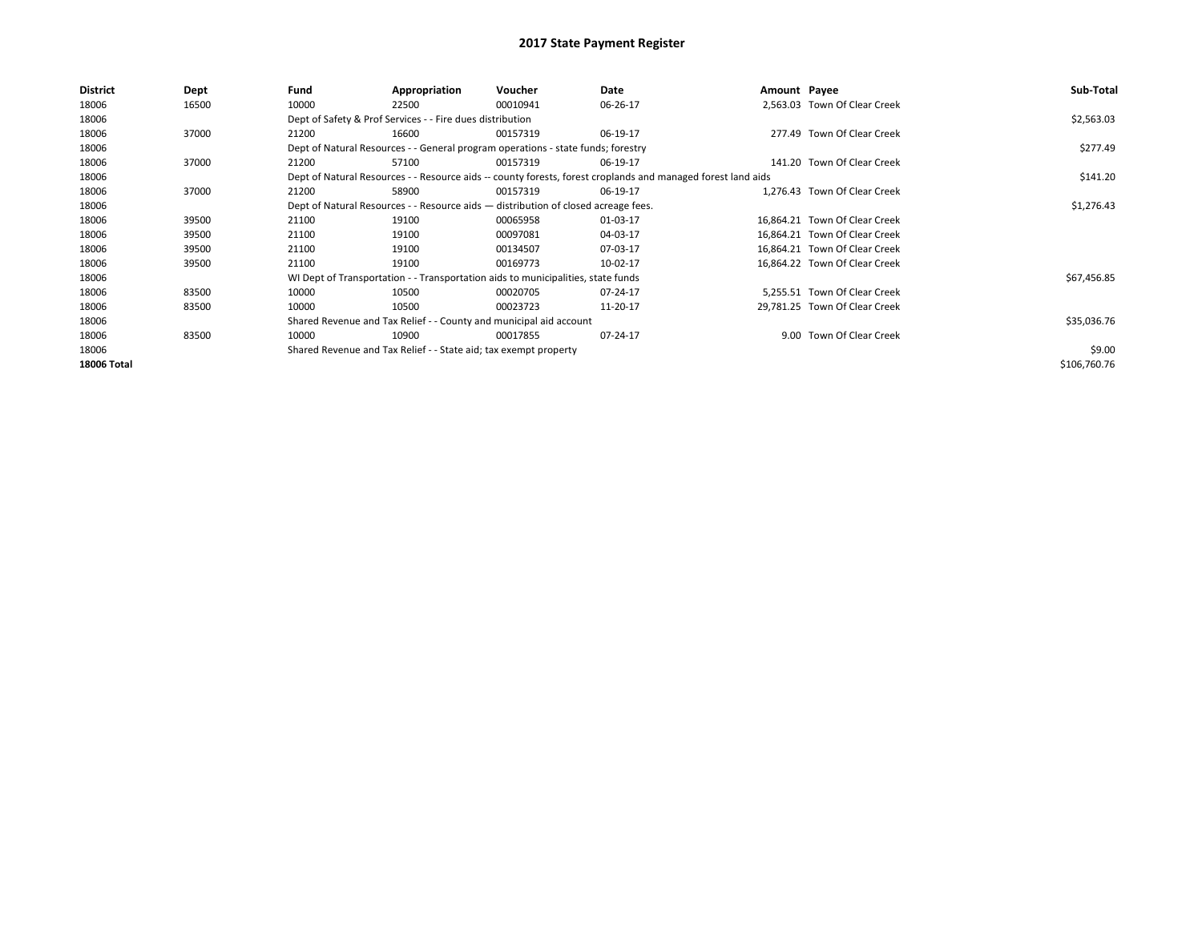# 2017 State Payment Register

| District | Dept | Fund | Appropriation | Voucher | Date | Amount | Payee | Sub-Total |
|---|---|---|---|---|---|---|---|---|
| 18006 | 16500 | 10000 | 22500 | 00010941 | 06-26-17 | 2,563.03 | Town Of Clear Creek | |
| 18006 | | Dept of Safety & Prof Services - - Fire dues distribution | | | | | | $2,563.03 |
| 18006 | 37000 | 21200 | 16600 | 00157319 | 06-19-17 | 277.49 | Town Of Clear Creek | |
| 18006 | | Dept of Natural Resources - - General program operations - state funds; forestry | | | | | | $277.49 |
| 18006 | 37000 | 21200 | 57100 | 00157319 | 06-19-17 | 141.20 | Town Of Clear Creek | |
| 18006 | | Dept of Natural Resources - - Resource aids -- county forests, forest croplands and managed forest land aids | | | | | | $141.20 |
| 18006 | 37000 | 21200 | 58900 | 00157319 | 06-19-17 | 1,276.43 | Town Of Clear Creek | |
| 18006 | | Dept of Natural Resources - - Resource aids — distribution of closed acreage fees. | | | | | | $1,276.43 |
| 18006 | 39500 | 21100 | 19100 | 00065958 | 01-03-17 | 16,864.21 | Town Of Clear Creek | |
| 18006 | 39500 | 21100 | 19100 | 00097081 | 04-03-17 | 16,864.21 | Town Of Clear Creek | |
| 18006 | 39500 | 21100 | 19100 | 00134507 | 07-03-17 | 16,864.21 | Town Of Clear Creek | |
| 18006 | 39500 | 21100 | 19100 | 00169773 | 10-02-17 | 16,864.22 | Town Of Clear Creek | |
| 18006 | | WI Dept of Transportation - - Transportation aids to municipalities, state funds | | | | | | $67,456.85 |
| 18006 | 83500 | 10000 | 10500 | 00020705 | 07-24-17 | 5,255.51 | Town Of Clear Creek | |
| 18006 | 83500 | 10000 | 10500 | 00023723 | 11-20-17 | 29,781.25 | Town Of Clear Creek | |
| 18006 | | Shared Revenue and Tax Relief - - County and municipal aid account | | | | | | $35,036.76 |
| 18006 | 83500 | 10000 | 10900 | 00017855 | 07-24-17 | 9.00 | Town Of Clear Creek | |
| 18006 | | Shared Revenue and Tax Relief - - State aid; tax exempt property | | | | | | $9.00 |
| **18006 Total** | | | | | | | | $106,760.76 |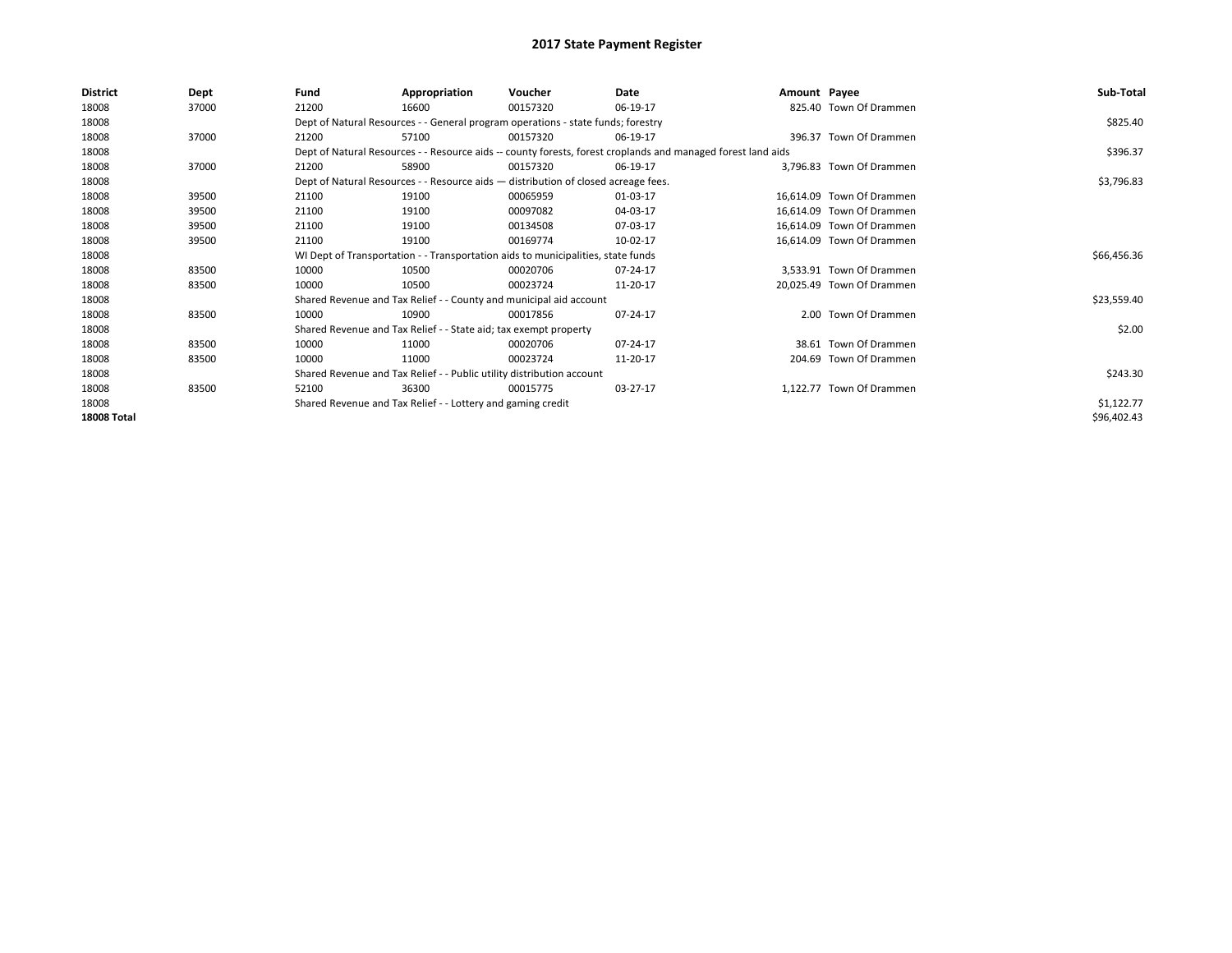# 2017 State Payment Register

| District | Dept | Fund | Appropriation | Voucher | Date | Amount | Payee | Sub-Total |
|---|---|---|---|---|---|---|---|---|
| 18008 | 37000 | 21200 | 16600 | 00157320 | 06-19-17 | 825.40 | Town Of Drammen | |
| 18008 | | Dept of Natural Resources - - General program operations - state funds; forestry | | | | | | $825.40 |
| 18008 | 37000 | 21200 | 57100 | 00157320 | 06-19-17 | 396.37 | Town Of Drammen | |
| 18008 | | Dept of Natural Resources - - Resource aids -- county forests, forest croplands and managed forest land aids | | | | | | $396.37 |
| 18008 | 37000 | 21200 | 58900 | 00157320 | 06-19-17 | 3,796.83 | Town Of Drammen | |
| 18008 | | Dept of Natural Resources - - Resource aids — distribution of closed acreage fees. | | | | | | $3,796.83 |
| 18008 | 39500 | 21100 | 19100 | 00065959 | 01-03-17 | 16,614.09 | Town Of Drammen | |
| 18008 | 39500 | 21100 | 19100 | 00097082 | 04-03-17 | 16,614.09 | Town Of Drammen | |
| 18008 | 39500 | 21100 | 19100 | 00134508 | 07-03-17 | 16,614.09 | Town Of Drammen | |
| 18008 | 39500 | 21100 | 19100 | 00169774 | 10-02-17 | 16,614.09 | Town Of Drammen | |
| 18008 | | WI Dept of Transportation - - Transportation aids to municipalities, state funds | | | | | | $66,456.36 |
| 18008 | 83500 | 10000 | 10500 | 00020706 | 07-24-17 | 3,533.91 | Town Of Drammen | |
| 18008 | 83500 | 10000 | 10500 | 00023724 | 11-20-17 | 20,025.49 | Town Of Drammen | |
| 18008 | | Shared Revenue and Tax Relief - - County and municipal aid account | | | | | | $23,559.40 |
| 18008 | 83500 | 10000 | 10900 | 00017856 | 07-24-17 | 2.00 | Town Of Drammen | |
| 18008 | | Shared Revenue and Tax Relief - - State aid; tax exempt property | | | | | | $2.00 |
| 18008 | 83500 | 10000 | 11000 | 00020706 | 07-24-17 | 38.61 | Town Of Drammen | |
| 18008 | 83500 | 10000 | 11000 | 00023724 | 11-20-17 | 204.69 | Town Of Drammen | |
| 18008 | | Shared Revenue and Tax Relief - - Public utility distribution account | | | | | | $243.30 |
| 18008 | 83500 | 52100 | 36300 | 00015775 | 03-27-17 | 1,122.77 | Town Of Drammen | |
| 18008 | | Shared Revenue and Tax Relief - - Lottery and gaming credit | | | | | | $1,122.77 |
| **18008 Total** | | | | | | | | $96,402.43 |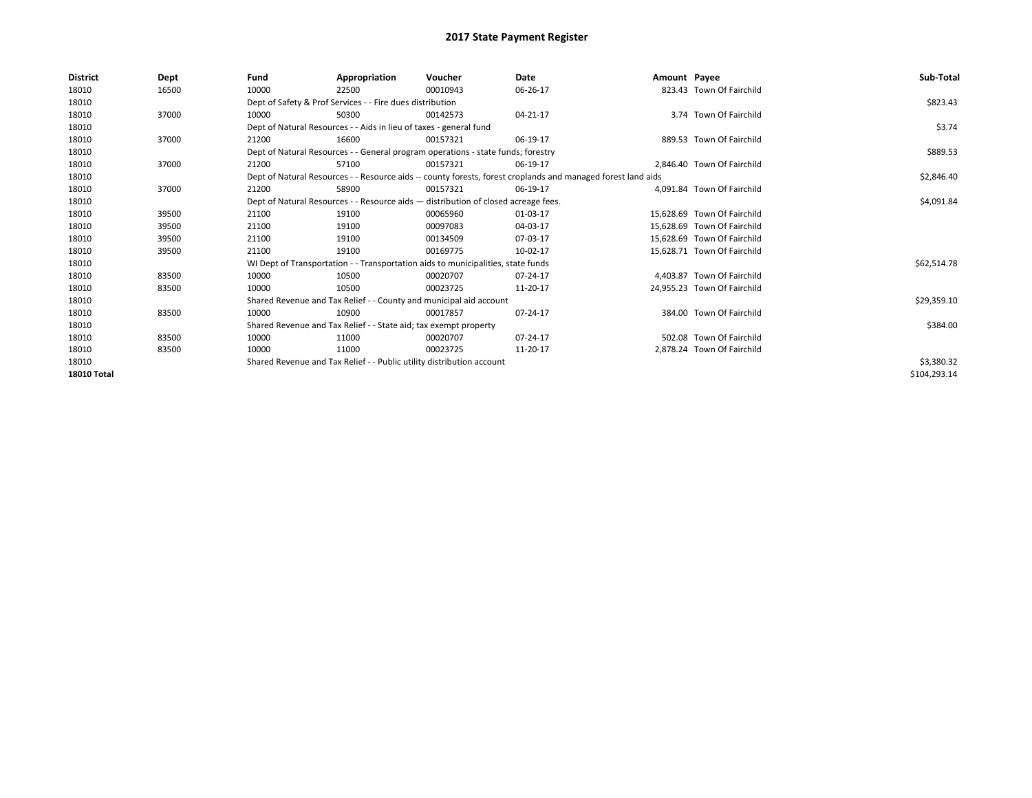# 2017 State Payment Register

| District | Dept | Fund | Appropriation | Voucher | Date | Amount | Payee | Sub-Total |
|---|---|---|---|---|---|---|---|---|
| 18010 | 16500 | 10000 | 22500 | 00010943 | 06-26-17 | 823.43 | Town Of Fairchild | |
| 18010 | | Dept of Safety & Prof Services - - Fire dues distribution | | | | | | $823.43 |
| 18010 | 37000 | 10000 | 50300 | 00142573 | 04-21-17 | 3.74 | Town Of Fairchild | |
| 18010 | | Dept of Natural Resources - - Aids in lieu of taxes - general fund | | | | | | $3.74 |
| 18010 | 37000 | 21200 | 16600 | 00157321 | 06-19-17 | 889.53 | Town Of Fairchild | |
| 18010 | | Dept of Natural Resources - - General program operations - state funds; forestry | | | | | | $889.53 |
| 18010 | 37000 | 21200 | 57100 | 00157321 | 06-19-17 | 2,846.40 | Town Of Fairchild | |
| 18010 | | Dept of Natural Resources - - Resource aids -- county forests, forest croplands and managed forest land aids | | | | | | $2,846.40 |
| 18010 | 37000 | 21200 | 58900 | 00157321 | 06-19-17 | 4,091.84 | Town Of Fairchild | |
| 18010 | | Dept of Natural Resources - - Resource aids — distribution of closed acreage fees. | | | | | | $4,091.84 |
| 18010 | 39500 | 21100 | 19100 | 00065960 | 01-03-17 | 15,628.69 | Town Of Fairchild | |
| 18010 | 39500 | 21100 | 19100 | 00097083 | 04-03-17 | 15,628.69 | Town Of Fairchild | |
| 18010 | 39500 | 21100 | 19100 | 00134509 | 07-03-17 | 15,628.69 | Town Of Fairchild | |
| 18010 | 39500 | 21100 | 19100 | 00169775 | 10-02-17 | 15,628.71 | Town Of Fairchild | |
| 18010 | | WI Dept of Transportation - - Transportation aids to municipalities, state funds | | | | | | $62,514.78 |
| 18010 | 83500 | 10000 | 10500 | 00020707 | 07-24-17 | 4,403.87 | Town Of Fairchild | |
| 18010 | 83500 | 10000 | 10500 | 00023725 | 11-20-17 | 24,955.23 | Town Of Fairchild | |
| 18010 | | Shared Revenue and Tax Relief - - County and municipal aid account | | | | | | $29,359.10 |
| 18010 | 83500 | 10000 | 10900 | 00017857 | 07-24-17 | 384.00 | Town Of Fairchild | |
| 18010 | | Shared Revenue and Tax Relief - - State aid; tax exempt property | | | | | | $384.00 |
| 18010 | 83500 | 10000 | 11000 | 00020707 | 07-24-17 | 502.08 | Town Of Fairchild | |
| 18010 | 83500 | 10000 | 11000 | 00023725 | 11-20-17 | 2,878.24 | Town Of Fairchild | |
| 18010 | | Shared Revenue and Tax Relief - - Public utility distribution account | | | | | | $3,380.32 |
| **18010 Total** | | | | | | | | $104,293.14 |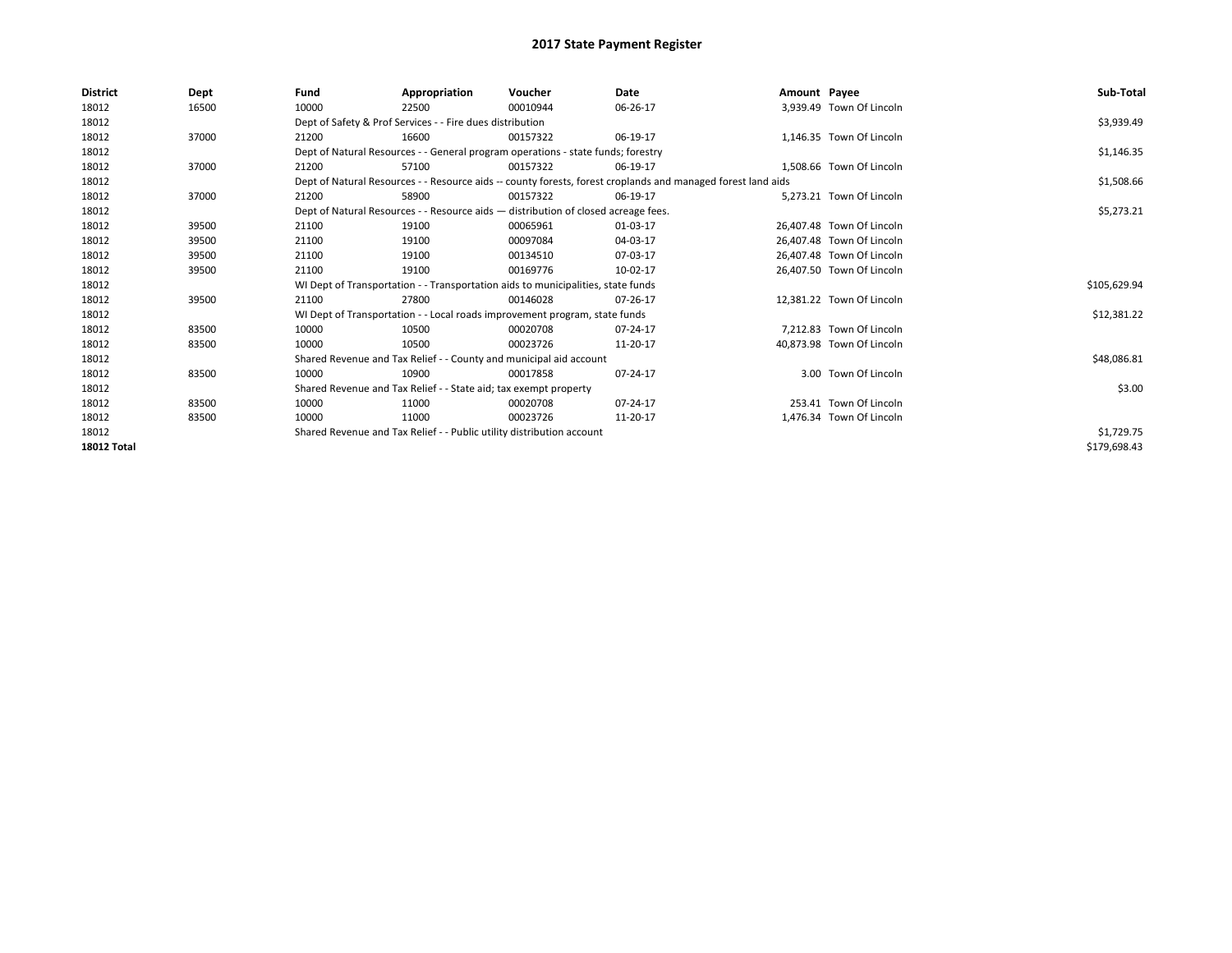# 2017 State Payment Register

| District | Dept | Fund | Appropriation | Voucher | Date | Amount | Payee | Sub-Total |
|---|---|---|---|---|---|---|---|---|
| 18012 | 16500 | 10000 | 22500 | 00010944 | 06-26-17 | 3,939.49 | Town Of Lincoln | |
| 18012 | | Dept of Safety & Prof Services - - Fire dues distribution | | | | | | $3,939.49 |
| 18012 | 37000 | 21200 | 16600 | 00157322 | 06-19-17 | 1,146.35 | Town Of Lincoln | |
| 18012 | | Dept of Natural Resources - - General program operations - state funds; forestry | | | | | | $1,146.35 |
| 18012 | 37000 | 21200 | 57100 | 00157322 | 06-19-17 | 1,508.66 | Town Of Lincoln | |
| 18012 | | Dept of Natural Resources - - Resource aids -- county forests, forest croplands and managed forest land aids | | | | | | $1,508.66 |
| 18012 | 37000 | 21200 | 58900 | 00157322 | 06-19-17 | 5,273.21 | Town Of Lincoln | |
| 18012 | | Dept of Natural Resources - - Resource aids — distribution of closed acreage fees. | | | | | | $5,273.21 |
| 18012 | 39500 | 21100 | 19100 | 00065961 | 01-03-17 | 26,407.48 | Town Of Lincoln | |
| 18012 | 39500 | 21100 | 19100 | 00097084 | 04-03-17 | 26,407.48 | Town Of Lincoln | |
| 18012 | 39500 | 21100 | 19100 | 00134510 | 07-03-17 | 26,407.48 | Town Of Lincoln | |
| 18012 | 39500 | 21100 | 19100 | 00169776 | 10-02-17 | 26,407.50 | Town Of Lincoln | |
| 18012 | | WI Dept of Transportation - - Transportation aids to municipalities, state funds | | | | | | $105,629.94 |
| 18012 | 39500 | 21100 | 27800 | 00146028 | 07-26-17 | 12,381.22 | Town Of Lincoln | |
| 18012 | | WI Dept of Transportation - - Local roads improvement program, state funds | | | | | | $12,381.22 |
| 18012 | 83500 | 10000 | 10500 | 00020708 | 07-24-17 | 7,212.83 | Town Of Lincoln | |
| 18012 | 83500 | 10000 | 10500 | 00023726 | 11-20-17 | 40,873.98 | Town Of Lincoln | |
| 18012 | | Shared Revenue and Tax Relief - - County and municipal aid account | | | | | | $48,086.81 |
| 18012 | 83500 | 10000 | 10900 | 00017858 | 07-24-17 | 3.00 | Town Of Lincoln | |
| 18012 | | Shared Revenue and Tax Relief - - State aid; tax exempt property | | | | | | $3.00 |
| 18012 | 83500 | 10000 | 11000 | 00020708 | 07-24-17 | 253.41 | Town Of Lincoln | |
| 18012 | 83500 | 10000 | 11000 | 00023726 | 11-20-17 | 1,476.34 | Town Of Lincoln | |
| 18012 | | Shared Revenue and Tax Relief - - Public utility distribution account | | | | | | $1,729.75 |
| **18012 Total** | | | | | | | | $179,698.43 |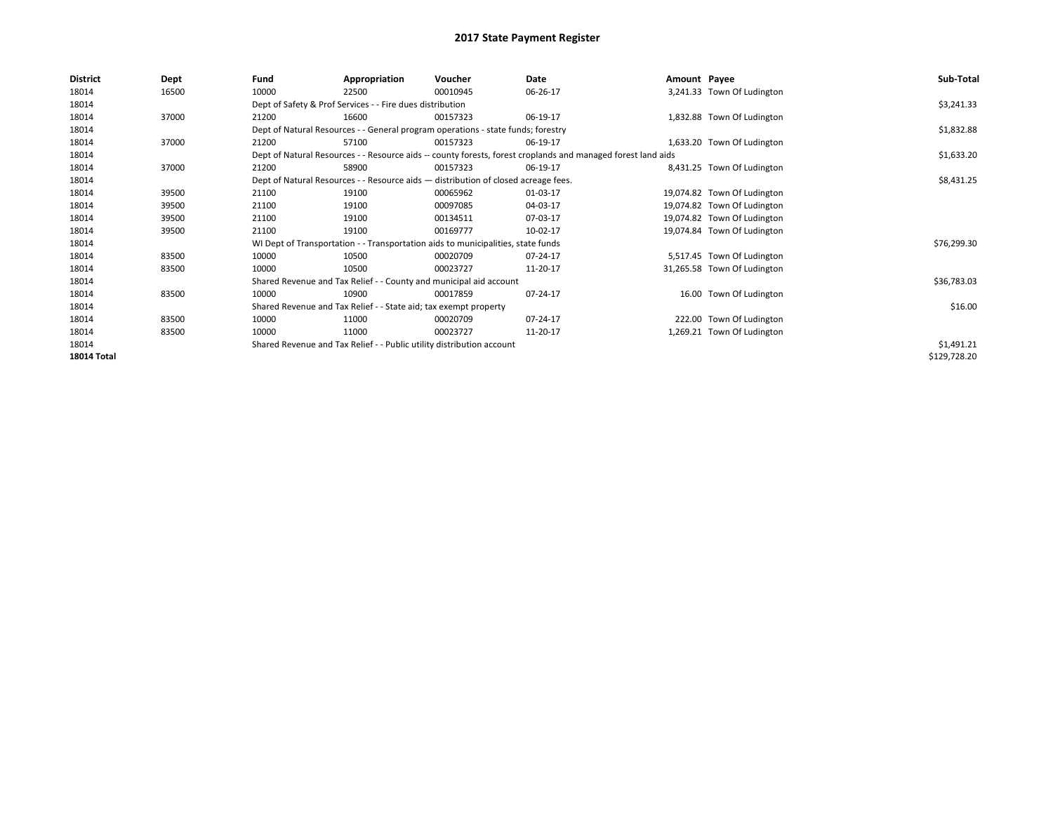# 2017 State Payment Register

| District | Dept | Fund | Appropriation | Voucher | Date | Amount | Payee | Sub-Total |
| --- | --- | --- | --- | --- | --- | --- | --- | --- |
| 18014 | 16500 | 10000 | 22500 | 00010945 | 06-26-17 | 3,241.33 | Town Of Ludington | |
| 18014 | | Dept of Safety & Prof Services - - Fire dues distribution | | | | | | $3,241.33 |
| 18014 | 37000 | 21200 | 16600 | 00157323 | 06-19-17 | 1,832.88 | Town Of Ludington | |
| 18014 | | Dept of Natural Resources - - General program operations - state funds; forestry | | | | | | $1,832.88 |
| 18014 | 37000 | 21200 | 57100 | 00157323 | 06-19-17 | 1,633.20 | Town Of Ludington | |
| 18014 | | Dept of Natural Resources - - Resource aids -- county forests, forest croplands and managed forest land aids | | | | | | $1,633.20 |
| 18014 | 37000 | 21200 | 58900 | 00157323 | 06-19-17 | 8,431.25 | Town Of Ludington | |
| 18014 | | Dept of Natural Resources - - Resource aids — distribution of closed acreage fees. | | | | | | $8,431.25 |
| 18014 | 39500 | 21100 | 19100 | 00065962 | 01-03-17 | 19,074.82 | Town Of Ludington | |
| 18014 | 39500 | 21100 | 19100 | 00097085 | 04-03-17 | 19,074.82 | Town Of Ludington | |
| 18014 | 39500 | 21100 | 19100 | 00134511 | 07-03-17 | 19,074.82 | Town Of Ludington | |
| 18014 | 39500 | 21100 | 19100 | 00169777 | 10-02-17 | 19,074.84 | Town Of Ludington | |
| 18014 | | WI Dept of Transportation - - Transportation aids to municipalities, state funds | | | | | | $76,299.30 |
| 18014 | 83500 | 10000 | 10500 | 00020709 | 07-24-17 | 5,517.45 | Town Of Ludington | |
| 18014 | 83500 | 10000 | 10500 | 00023727 | 11-20-17 | 31,265.58 | Town Of Ludington | |
| 18014 | | Shared Revenue and Tax Relief - - County and municipal aid account | | | | | | $36,783.03 |
| 18014 | 83500 | 10000 | 10900 | 00017859 | 07-24-17 | 16.00 | Town Of Ludington | |
| 18014 | | Shared Revenue and Tax Relief - - State aid; tax exempt property | | | | | | $16.00 |
| 18014 | 83500 | 10000 | 11000 | 00020709 | 07-24-17 | 222.00 | Town Of Ludington | |
| 18014 | 83500 | 10000 | 11000 | 00023727 | 11-20-17 | 1,269.21 | Town Of Ludington | |
| 18014 | | Shared Revenue and Tax Relief - - Public utility distribution account | | | | | | $1,491.21 |
| **18014 Total** | | | | | | | | $129,728.20 |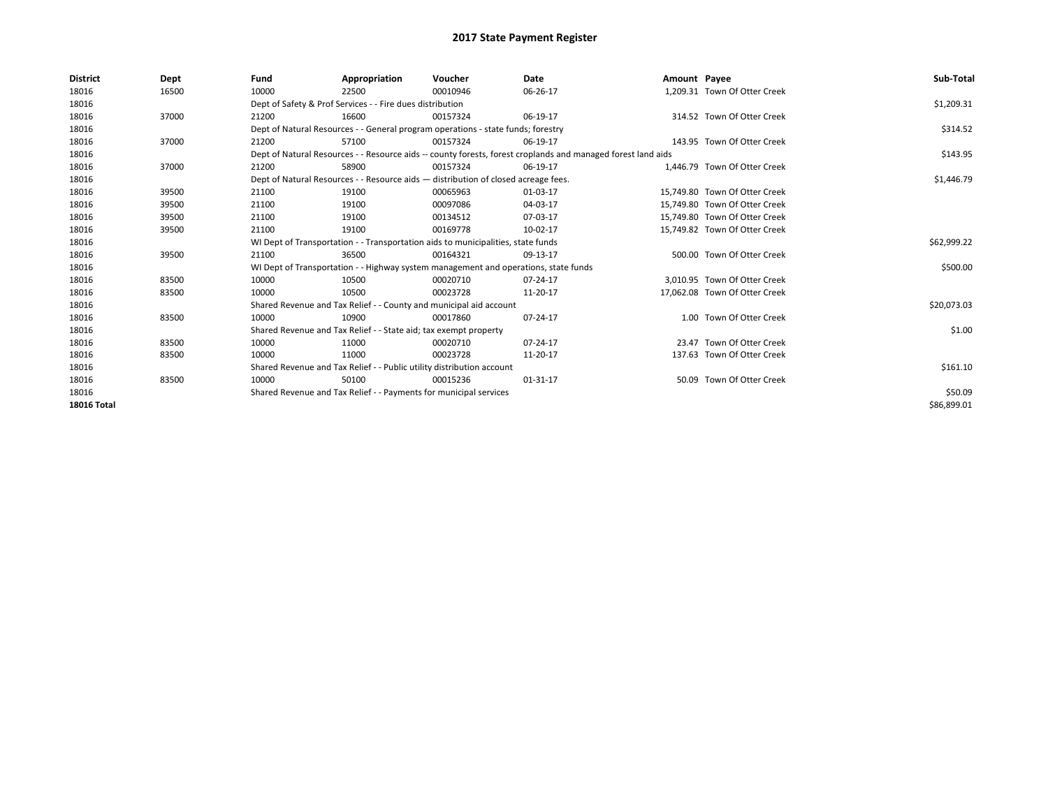# 2017 State Payment Register

| District | Dept | Fund | Appropriation | Voucher | Date | Amount | Payee | Sub-Total |
|---|---|---|---|---|---|---|---|---|
| 18016 | 16500 | 10000 | 22500 | 00010946 | 06-26-17 | 1,209.31 | Town Of Otter Creek | |
| 18016 | | Dept of Safety & Prof Services - - Fire dues distribution | | | | | | $1,209.31 |
| 18016 | 37000 | 21200 | 16600 | 00157324 | 06-19-17 | 314.52 | Town Of Otter Creek | |
| 18016 | | Dept of Natural Resources - - General program operations - state funds; forestry | | | | | | $314.52 |
| 18016 | 37000 | 21200 | 57100 | 00157324 | 06-19-17 | 143.95 | Town Of Otter Creek | |
| 18016 | | Dept of Natural Resources - - Resource aids -- county forests, forest croplands and managed forest land aids | | | | | | $143.95 |
| 18016 | 37000 | 21200 | 58900 | 00157324 | 06-19-17 | 1,446.79 | Town Of Otter Creek | |
| 18016 | | Dept of Natural Resources - - Resource aids — distribution of closed acreage fees. | | | | | | $1,446.79 |
| 18016 | 39500 | 21100 | 19100 | 00065963 | 01-03-17 | 15,749.80 | Town Of Otter Creek | |
| 18016 | 39500 | 21100 | 19100 | 00097086 | 04-03-17 | 15,749.80 | Town Of Otter Creek | |
| 18016 | 39500 | 21100 | 19100 | 00134512 | 07-03-17 | 15,749.80 | Town Of Otter Creek | |
| 18016 | 39500 | 21100 | 19100 | 00169778 | 10-02-17 | 15,749.82 | Town Of Otter Creek | |
| 18016 | | WI Dept of Transportation - - Transportation aids to municipalities, state funds | | | | | | $62,999.22 |
| 18016 | 39500 | 21100 | 36500 | 00164321 | 09-13-17 | 500.00 | Town Of Otter Creek | |
| 18016 | | WI Dept of Transportation - - Highway system management and operations, state funds | | | | | | $500.00 |
| 18016 | 83500 | 10000 | 10500 | 00020710 | 07-24-17 | 3,010.95 | Town Of Otter Creek | |
| 18016 | 83500 | 10000 | 10500 | 00023728 | 11-20-17 | 17,062.08 | Town Of Otter Creek | |
| 18016 | | Shared Revenue and Tax Relief - - County and municipal aid account | | | | | | $20,073.03 |
| 18016 | 83500 | 10000 | 10900 | 00017860 | 07-24-17 | 1.00 | Town Of Otter Creek | |
| 18016 | | Shared Revenue and Tax Relief - - State aid; tax exempt property | | | | | | $1.00 |
| 18016 | 83500 | 10000 | 11000 | 00020710 | 07-24-17 | 23.47 | Town Of Otter Creek | |
| 18016 | 83500 | 10000 | 11000 | 00023728 | 11-20-17 | 137.63 | Town Of Otter Creek | |
| 18016 | | Shared Revenue and Tax Relief - - Public utility distribution account | | | | | | $161.10 |
| 18016 | 83500 | 10000 | 50100 | 00015236 | 01-31-17 | 50.09 | Town Of Otter Creek | |
| 18016 | | Shared Revenue and Tax Relief - - Payments for municipal services | | | | | | $50.09 |
| **18016 Total** | | | | | | | | $86,899.01 |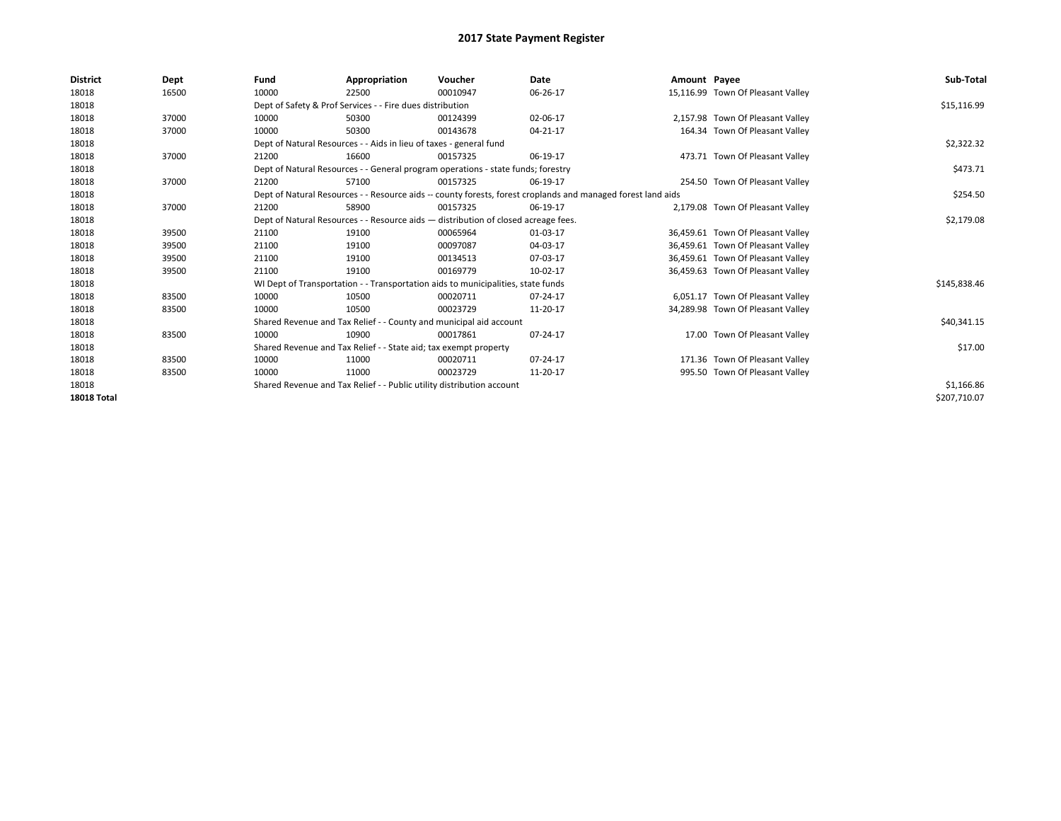# 2017 State Payment Register

| District | Dept | Fund | Appropriation | Voucher | Date | Amount | Payee | Sub-Total |
|---|---|---|---|---|---|---|---|---|
| 18018 | 16500 | 10000 | 22500 | 00010947 | 06-26-17 | 15,116.99 | Town Of Pleasant Valley | |
| 18018 | | Dept of Safety & Prof Services - - Fire dues distribution | | | | | | $15,116.99 |
| 18018 | 37000 | 10000 | 50300 | 00124399 | 02-06-17 | 2,157.98 | Town Of Pleasant Valley | |
| 18018 | 37000 | 10000 | 50300 | 00143678 | 04-21-17 | 164.34 | Town Of Pleasant Valley | |
| 18018 | | Dept of Natural Resources - - Aids in lieu of taxes - general fund | | | | | | $2,322.32 |
| 18018 | 37000 | 21200 | 16600 | 00157325 | 06-19-17 | 473.71 | Town Of Pleasant Valley | |
| 18018 | | Dept of Natural Resources - - General program operations - state funds; forestry | | | | | | $473.71 |
| 18018 | 37000 | 21200 | 57100 | 00157325 | 06-19-17 | 254.50 | Town Of Pleasant Valley | |
| 18018 | | Dept of Natural Resources - - Resource aids -- county forests, forest croplands and managed forest land aids | | | | | | $254.50 |
| 18018 | 37000 | 21200 | 58900 | 00157325 | 06-19-17 | 2,179.08 | Town Of Pleasant Valley | |
| 18018 | | Dept of Natural Resources - - Resource aids — distribution of closed acreage fees. | | | | | | $2,179.08 |
| 18018 | 39500 | 21100 | 19100 | 00065964 | 01-03-17 | 36,459.61 | Town Of Pleasant Valley | |
| 18018 | 39500 | 21100 | 19100 | 00097087 | 04-03-17 | 36,459.61 | Town Of Pleasant Valley | |
| 18018 | 39500 | 21100 | 19100 | 00134513 | 07-03-17 | 36,459.61 | Town Of Pleasant Valley | |
| 18018 | 39500 | 21100 | 19100 | 00169779 | 10-02-17 | 36,459.63 | Town Of Pleasant Valley | |
| 18018 | | WI Dept of Transportation - - Transportation aids to municipalities, state funds | | | | | | $145,838.46 |
| 18018 | 83500 | 10000 | 10500 | 00020711 | 07-24-17 | 6,051.17 | Town Of Pleasant Valley | |
| 18018 | 83500 | 10000 | 10500 | 00023729 | 11-20-17 | 34,289.98 | Town Of Pleasant Valley | |
| 18018 | | Shared Revenue and Tax Relief - - County and municipal aid account | | | | | | $40,341.15 |
| 18018 | 83500 | 10000 | 10900 | 00017861 | 07-24-17 | 17.00 | Town Of Pleasant Valley | |
| 18018 | | Shared Revenue and Tax Relief - - State aid; tax exempt property | | | | | | $17.00 |
| 18018 | 83500 | 10000 | 11000 | 00020711 | 07-24-17 | 171.36 | Town Of Pleasant Valley | |
| 18018 | 83500 | 10000 | 11000 | 00023729 | 11-20-17 | 995.50 | Town Of Pleasant Valley | |
| 18018 | | Shared Revenue and Tax Relief - - Public utility distribution account | | | | | | $1,166.86 |
| **18018 Total** | | | | | | | | $207,710.07 |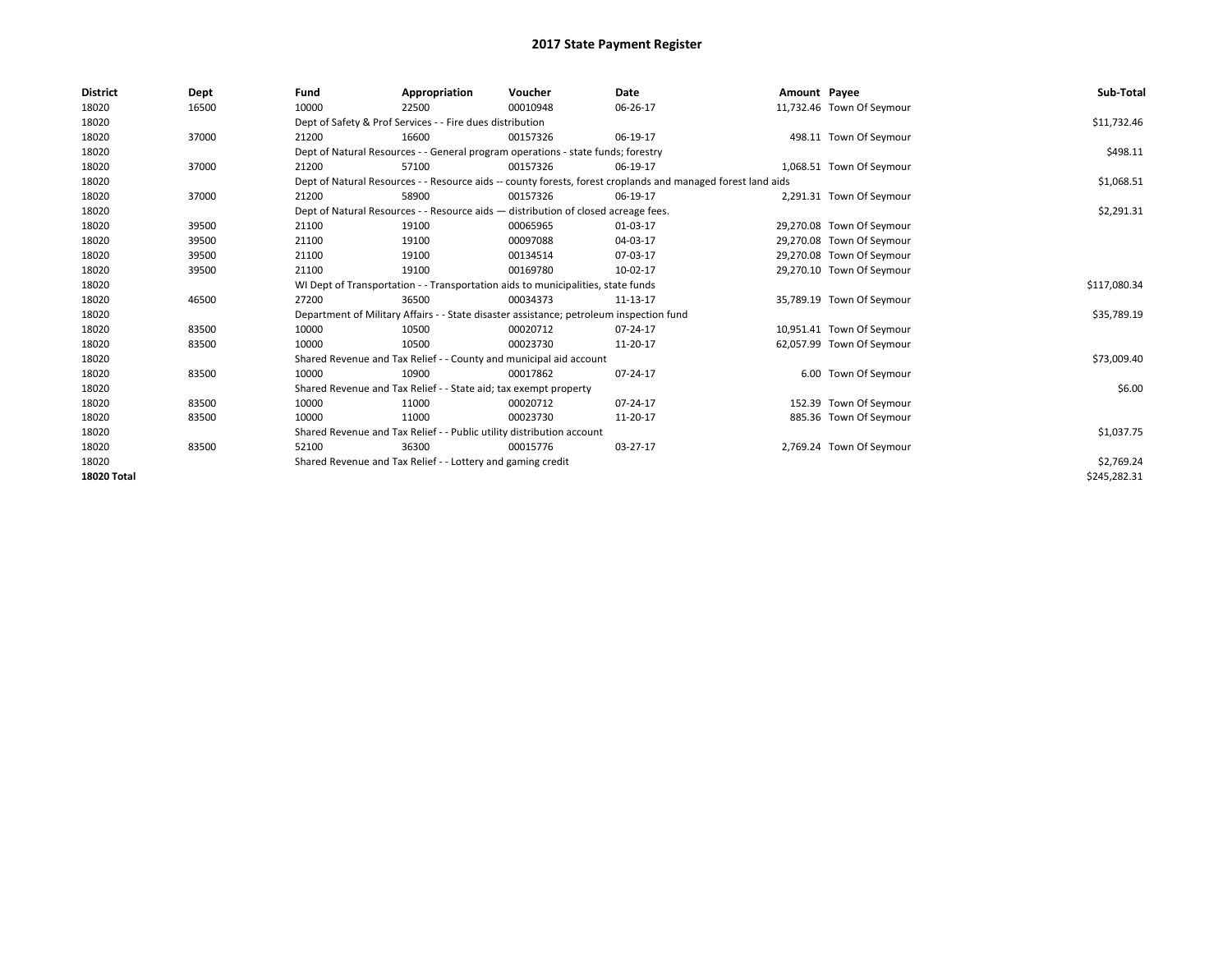# 2017 State Payment Register

| District | Dept | Fund | Appropriation | Voucher | Date | Amount | Payee | Sub-Total |
|---|---|---|---|---|---|---|---|---|
| 18020 | 16500 | 10000 | 22500 | 00010948 | 06-26-17 | 11,732.46 | Town Of Seymour | |
| 18020 | | Dept of Safety & Prof Services - - Fire dues distribution | | | | | | $11,732.46 |
| 18020 | 37000 | 21200 | 16600 | 00157326 | 06-19-17 | 498.11 | Town Of Seymour | |
| 18020 | | Dept of Natural Resources - - General program operations - state funds; forestry | | | | | | $498.11 |
| 18020 | 37000 | 21200 | 57100 | 00157326 | 06-19-17 | 1,068.51 | Town Of Seymour | |
| 18020 | | Dept of Natural Resources - - Resource aids -- county forests, forest croplands and managed forest land aids | | | | | | $1,068.51 |
| 18020 | 37000 | 21200 | 58900 | 00157326 | 06-19-17 | 2,291.31 | Town Of Seymour | |
| 18020 | | Dept of Natural Resources - - Resource aids — distribution of closed acreage fees. | | | | | | $2,291.31 |
| 18020 | 39500 | 21100 | 19100 | 00065965 | 01-03-17 | 29,270.08 | Town Of Seymour | |
| 18020 | 39500 | 21100 | 19100 | 00097088 | 04-03-17 | 29,270.08 | Town Of Seymour | |
| 18020 | 39500 | 21100 | 19100 | 00134514 | 07-03-17 | 29,270.08 | Town Of Seymour | |
| 18020 | 39500 | 21100 | 19100 | 00169780 | 10-02-17 | 29,270.10 | Town Of Seymour | |
| 18020 | | WI Dept of Transportation - - Transportation aids to municipalities, state funds | | | | | | $117,080.34 |
| 18020 | 46500 | 27200 | 36500 | 00034373 | 11-13-17 | 35,789.19 | Town Of Seymour | |
| 18020 | | Department of Military Affairs - - State disaster assistance; petroleum inspection fund | | | | | | $35,789.19 |
| 18020 | 83500 | 10000 | 10500 | 00020712 | 07-24-17 | 10,951.41 | Town Of Seymour | |
| 18020 | 83500 | 10000 | 10500 | 00023730 | 11-20-17 | 62,057.99 | Town Of Seymour | |
| 18020 | | Shared Revenue and Tax Relief - - County and municipal aid account | | | | | | $73,009.40 |
| 18020 | 83500 | 10000 | 10900 | 00017862 | 07-24-17 | 6.00 | Town Of Seymour | |
| 18020 | | Shared Revenue and Tax Relief - - State aid; tax exempt property | | | | | | $6.00 |
| 18020 | 83500 | 10000 | 11000 | 00020712 | 07-24-17 | 152.39 | Town Of Seymour | |
| 18020 | 83500 | 10000 | 11000 | 00023730 | 11-20-17 | 885.36 | Town Of Seymour | |
| 18020 | | Shared Revenue and Tax Relief - - Public utility distribution account | | | | | | $1,037.75 |
| 18020 | 83500 | 52100 | 36300 | 00015776 | 03-27-17 | 2,769.24 | Town Of Seymour | |
| 18020 | | Shared Revenue and Tax Relief - - Lottery and gaming credit | | | | | | $2,769.24 |
| **18020 Total** | | | | | | | | $245,282.31 |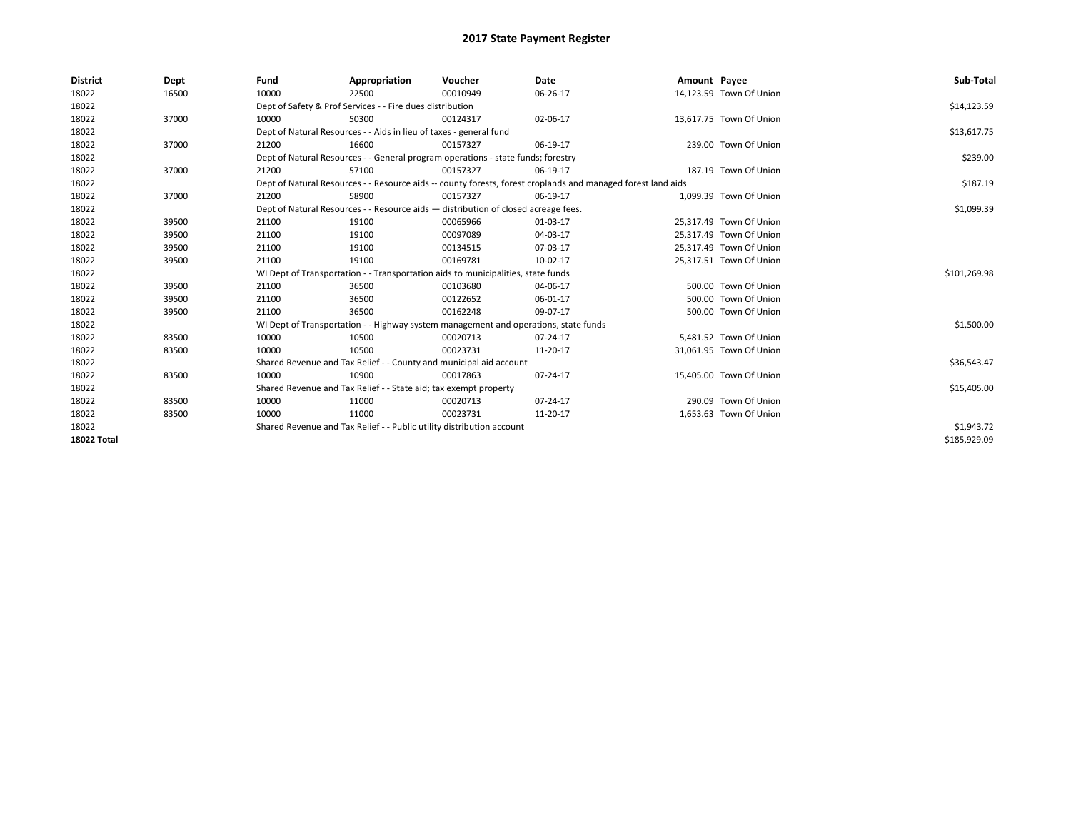# 2017 State Payment Register

| District | Dept | Fund | Appropriation | Voucher | Date | Amount | Payee | Sub-Total |
|---|---|---|---|---|---|---|---|---|
| 18022 | 16500 | 10000 | 22500 | 00010949 | 06-26-17 | 14,123.59 | Town Of Union | |
| 18022 | | Dept of Safety & Prof Services - - Fire dues distribution | | | | | | $14,123.59 |
| 18022 | 37000 | 10000 | 50300 | 00124317 | 02-06-17 | 13,617.75 | Town Of Union | |
| 18022 | | Dept of Natural Resources - - Aids in lieu of taxes - general fund | | | | | | $13,617.75 |
| 18022 | 37000 | 21200 | 16600 | 00157327 | 06-19-17 | 239.00 | Town Of Union | |
| 18022 | | Dept of Natural Resources - - General program operations - state funds; forestry | | | | | | $239.00 |
| 18022 | 37000 | 21200 | 57100 | 00157327 | 06-19-17 | 187.19 | Town Of Union | |
| 18022 | | Dept of Natural Resources - - Resource aids -- county forests, forest croplands and managed forest land aids | | | | | | $187.19 |
| 18022 | 37000 | 21200 | 58900 | 00157327 | 06-19-17 | 1,099.39 | Town Of Union | |
| 18022 | | Dept of Natural Resources - - Resource aids — distribution of closed acreage fees. | | | | | | $1,099.39 |
| 18022 | 39500 | 21100 | 19100 | 00065966 | 01-03-17 | 25,317.49 | Town Of Union | |
| 18022 | 39500 | 21100 | 19100 | 00097089 | 04-03-17 | 25,317.49 | Town Of Union | |
| 18022 | 39500 | 21100 | 19100 | 00134515 | 07-03-17 | 25,317.49 | Town Of Union | |
| 18022 | 39500 | 21100 | 19100 | 00169781 | 10-02-17 | 25,317.51 | Town Of Union | |
| 18022 | | WI Dept of Transportation - - Transportation aids to municipalities, state funds | | | | | | $101,269.98 |
| 18022 | 39500 | 21100 | 36500 | 00103680 | 04-06-17 | 500.00 | Town Of Union | |
| 18022 | 39500 | 21100 | 36500 | 00122652 | 06-01-17 | 500.00 | Town Of Union | |
| 18022 | 39500 | 21100 | 36500 | 00162248 | 09-07-17 | 500.00 | Town Of Union | |
| 18022 | | WI Dept of Transportation - - Highway system management and operations, state funds | | | | | | $1,500.00 |
| 18022 | 83500 | 10000 | 10500 | 00020713 | 07-24-17 | 5,481.52 | Town Of Union | |
| 18022 | 83500 | 10000 | 10500 | 00023731 | 11-20-17 | 31,061.95 | Town Of Union | |
| 18022 | | Shared Revenue and Tax Relief - - County and municipal aid account | | | | | | $36,543.47 |
| 18022 | 83500 | 10000 | 10900 | 00017863 | 07-24-17 | 15,405.00 | Town Of Union | |
| 18022 | | Shared Revenue and Tax Relief - - State aid; tax exempt property | | | | | | $15,405.00 |
| 18022 | 83500 | 10000 | 11000 | 00020713 | 07-24-17 | 290.09 | Town Of Union | |
| 18022 | 83500 | 10000 | 11000 | 00023731 | 11-20-17 | 1,653.63 | Town Of Union | |
| 18022 | | Shared Revenue and Tax Relief - - Public utility distribution account | | | | | | $1,943.72 |
| **18022 Total** | | | | | | | | $185,929.09 |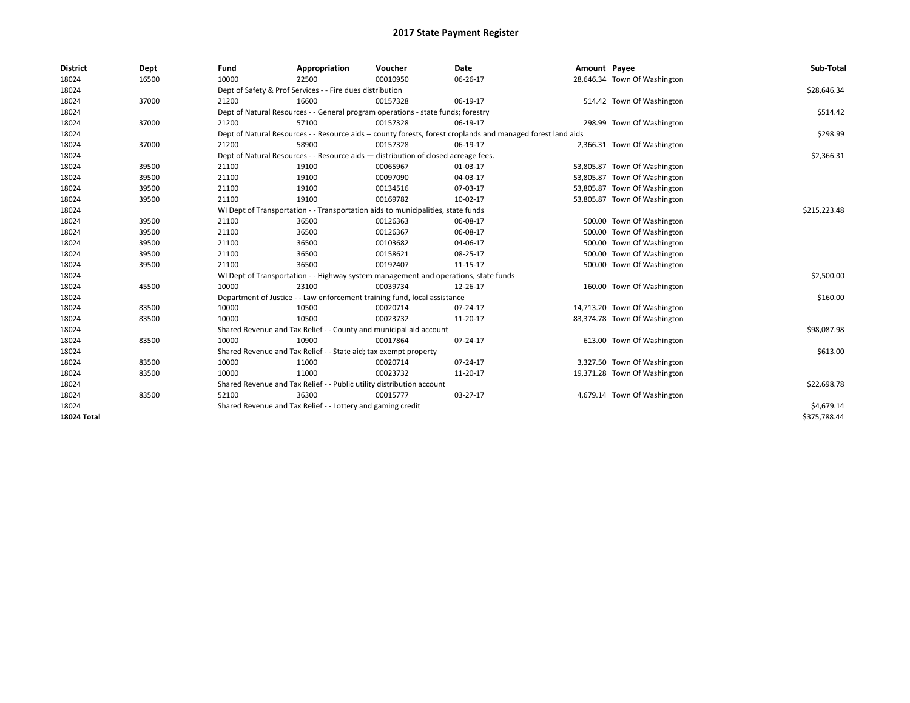# 2017 State Payment Register

| District | Dept | Fund | Appropriation | Voucher | Date | Amount | Payee | Sub-Total |
|---|---|---|---|---|---|---|---|---|
| 18024 | 16500 | 10000 | 22500 | 00010950 | 06-26-17 | 28,646.34 | Town Of Washington | |
| 18024 | | Dept of Safety & Prof Services - - Fire dues distribution | | | | | | $28,646.34 |
| 18024 | 37000 | 21200 | 16600 | 00157328 | 06-19-17 | 514.42 | Town Of Washington | |
| 18024 | | Dept of Natural Resources - - General program operations - state funds; forestry | | | | | | $514.42 |
| 18024 | 37000 | 21200 | 57100 | 00157328 | 06-19-17 | 298.99 | Town Of Washington | |
| 18024 | | Dept of Natural Resources - - Resource aids -- county forests, forest croplands and managed forest land aids | | | | | | $298.99 |
| 18024 | 37000 | 21200 | 58900 | 00157328 | 06-19-17 | 2,366.31 | Town Of Washington | |
| 18024 | | Dept of Natural Resources - - Resource aids — distribution of closed acreage fees. | | | | | | $2,366.31 |
| 18024 | 39500 | 21100 | 19100 | 00065967 | 01-03-17 | 53,805.87 | Town Of Washington | |
| 18024 | 39500 | 21100 | 19100 | 00097090 | 04-03-17 | 53,805.87 | Town Of Washington | |
| 18024 | 39500 | 21100 | 19100 | 00134516 | 07-03-17 | 53,805.87 | Town Of Washington | |
| 18024 | 39500 | 21100 | 19100 | 00169782 | 10-02-17 | 53,805.87 | Town Of Washington | |
| 18024 | | WI Dept of Transportation - - Transportation aids to municipalities, state funds | | | | | | $215,223.48 |
| 18024 | 39500 | 21100 | 36500 | 00126363 | 06-08-17 | 500.00 | Town Of Washington | |
| 18024 | 39500 | 21100 | 36500 | 00126367 | 06-08-17 | 500.00 | Town Of Washington | |
| 18024 | 39500 | 21100 | 36500 | 00103682 | 04-06-17 | 500.00 | Town Of Washington | |
| 18024 | 39500 | 21100 | 36500 | 00158621 | 08-25-17 | 500.00 | Town Of Washington | |
| 18024 | 39500 | 21100 | 36500 | 00192407 | 11-15-17 | 500.00 | Town Of Washington | |
| 18024 | | WI Dept of Transportation - - Highway system management and operations, state funds | | | | | | $2,500.00 |
| 18024 | 45500 | 10000 | 23100 | 00039734 | 12-26-17 | 160.00 | Town Of Washington | |
| 18024 | | Department of Justice - - Law enforcement training fund, local assistance | | | | | | $160.00 |
| 18024 | 83500 | 10000 | 10500 | 00020714 | 07-24-17 | 14,713.20 | Town Of Washington | |
| 18024 | 83500 | 10000 | 10500 | 00023732 | 11-20-17 | 83,374.78 | Town Of Washington | |
| 18024 | | Shared Revenue and Tax Relief - - County and municipal aid account | | | | | | $98,087.98 |
| 18024 | 83500 | 10000 | 10900 | 00017864 | 07-24-17 | 613.00 | Town Of Washington | |
| 18024 | | Shared Revenue and Tax Relief - - State aid; tax exempt property | | | | | | $613.00 |
| 18024 | 83500 | 10000 | 11000 | 00020714 | 07-24-17 | 3,327.50 | Town Of Washington | |
| 18024 | 83500 | 10000 | 11000 | 00023732 | 11-20-17 | 19,371.28 | Town Of Washington | |
| 18024 | | Shared Revenue and Tax Relief - - Public utility distribution account | | | | | | $22,698.78 |
| 18024 | 83500 | 52100 | 36300 | 00015777 | 03-27-17 | 4,679.14 | Town Of Washington | |
| 18024 | | Shared Revenue and Tax Relief - - Lottery and gaming credit | | | | | | $4,679.14 |
| **18024 Total** | | | | | | | | $375,788.44 |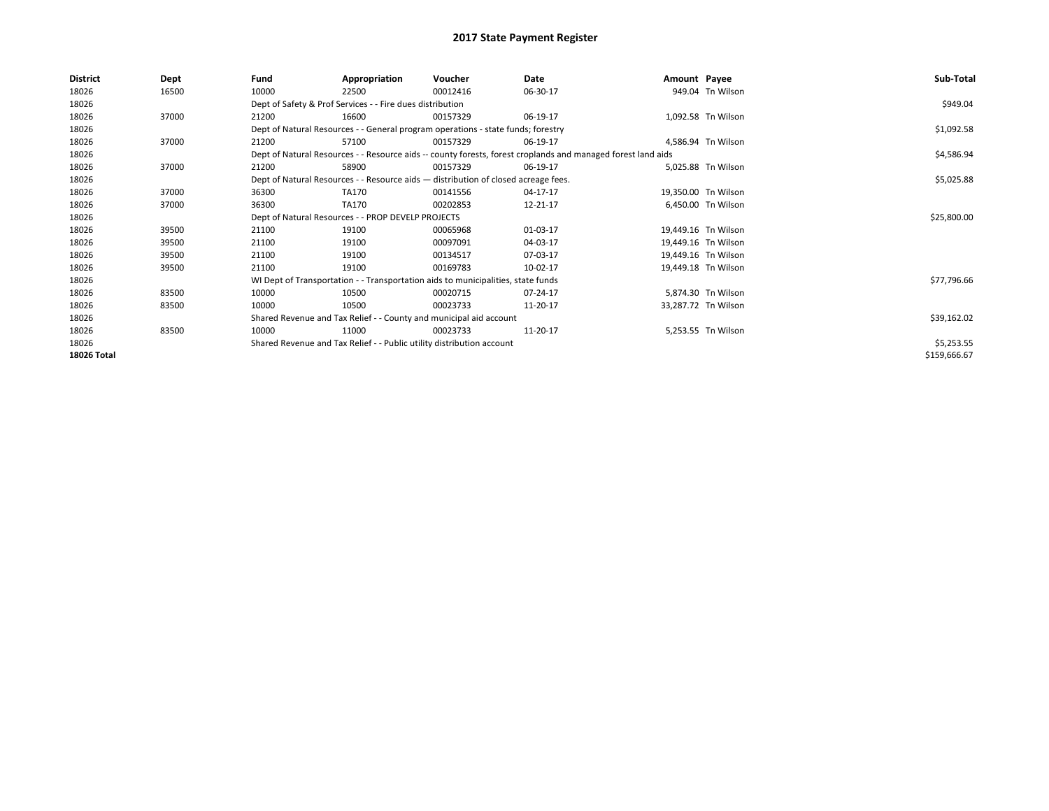# 2017 State Payment Register

| District | Dept | Fund | Appropriation | Voucher | Date | Amount | Payee | Sub-Total |
|---|---|---|---|---|---|---|---|---|
| 18026 | 16500 | 10000 | 22500 | 00012416 | 06-30-17 | 949.04 | Tn Wilson | |
| 18026 | | Dept of Safety & Prof Services - - Fire dues distribution | | | | | | $949.04 |
| 18026 | 37000 | 21200 | 16600 | 00157329 | 06-19-17 | 1,092.58 | Tn Wilson | |
| 18026 | | Dept of Natural Resources - - General program operations - state funds; forestry | | | | | | $1,092.58 |
| 18026 | 37000 | 21200 | 57100 | 00157329 | 06-19-17 | 4,586.94 | Tn Wilson | |
| 18026 | | Dept of Natural Resources - - Resource aids -- county forests, forest croplands and managed forest land aids | | | | | | $4,586.94 |
| 18026 | 37000 | 21200 | 58900 | 00157329 | 06-19-17 | 5,025.88 | Tn Wilson | |
| 18026 | | Dept of Natural Resources - - Resource aids — distribution of closed acreage fees. | | | | | | $5,025.88 |
| 18026 | 37000 | 36300 | TA170 | 00141556 | 04-17-17 | 19,350.00 | Tn Wilson | |
| 18026 | 37000 | 36300 | TA170 | 00202853 | 12-21-17 | 6,450.00 | Tn Wilson | |
| 18026 | | Dept of Natural Resources - - PROP DEVELP PROJECTS | | | | | | $25,800.00 |
| 18026 | 39500 | 21100 | 19100 | 00065968 | 01-03-17 | 19,449.16 | Tn Wilson | |
| 18026 | 39500 | 21100 | 19100 | 00097091 | 04-03-17 | 19,449.16 | Tn Wilson | |
| 18026 | 39500 | 21100 | 19100 | 00134517 | 07-03-17 | 19,449.16 | Tn Wilson | |
| 18026 | 39500 | 21100 | 19100 | 00169783 | 10-02-17 | 19,449.18 | Tn Wilson | |
| 18026 | | WI Dept of Transportation - - Transportation aids to municipalities, state funds | | | | | | $77,796.66 |
| 18026 | 83500 | 10000 | 10500 | 00020715 | 07-24-17 | 5,874.30 | Tn Wilson | |
| 18026 | 83500 | 10000 | 10500 | 00023733 | 11-20-17 | 33,287.72 | Tn Wilson | |
| 18026 | | Shared Revenue and Tax Relief - - County and municipal aid account | | | | | | $39,162.02 |
| 18026 | 83500 | 10000 | 11000 | 00023733 | 11-20-17 | 5,253.55 | Tn Wilson | |
| 18026 | | Shared Revenue and Tax Relief - - Public utility distribution account | | | | | | $5,253.55 |
| **18026 Total** | | | | | | | | $159,666.67 |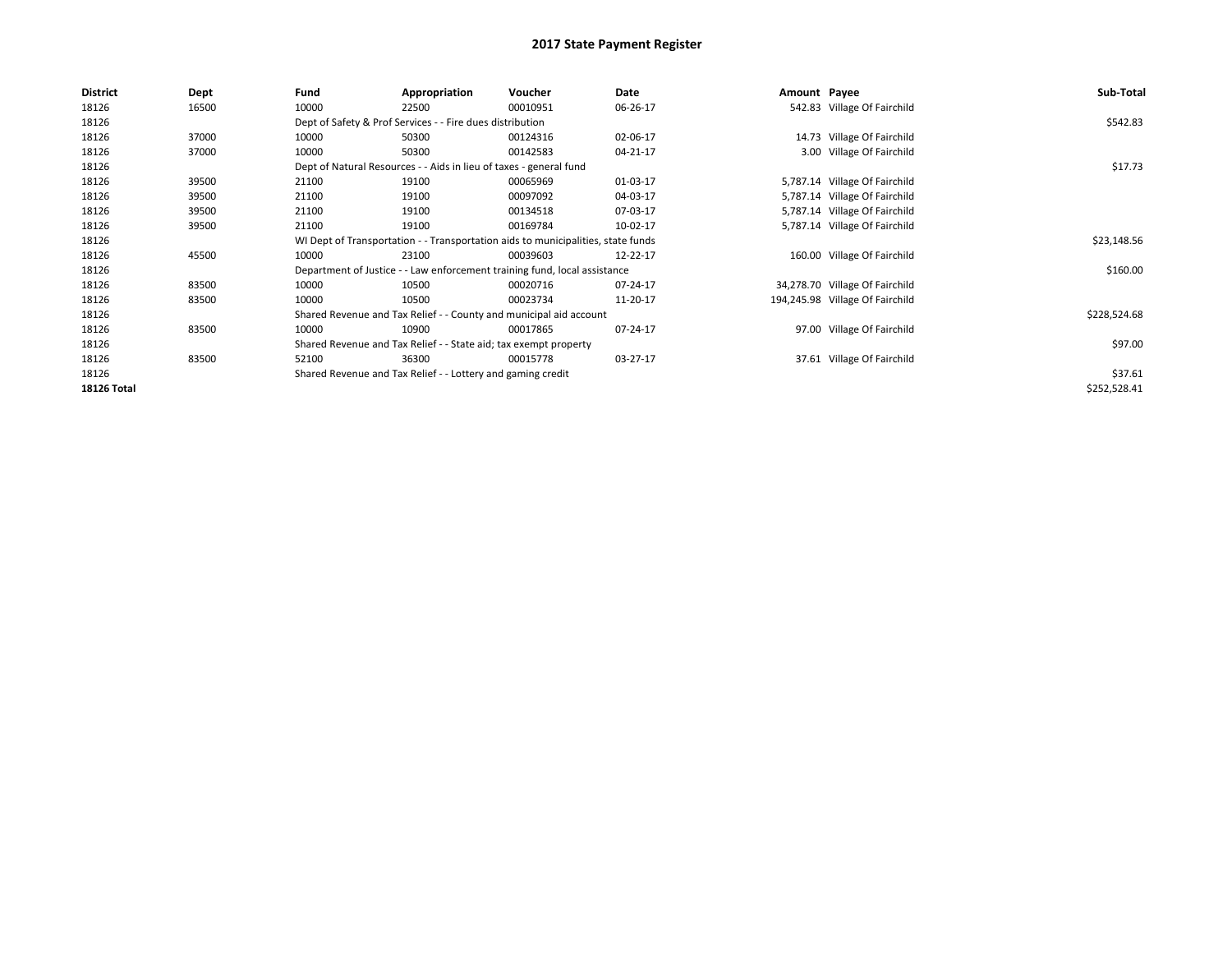# 2017 State Payment Register

| District | Dept | Fund | Appropriation | Voucher | Date | Amount | Payee | Sub-Total |
|---|---|---|---|---|---|---|---|---|
| 18126 | 16500 | 10000 | 22500 | 00010951 | 06-26-17 | 542.83 | Village Of Fairchild | |
| 18126 | | Dept of Safety & Prof Services - - Fire dues distribution | | | | | | $542.83 |
| 18126 | 37000 | 10000 | 50300 | 00124316 | 02-06-17 | 14.73 | Village Of Fairchild | |
| 18126 | 37000 | 10000 | 50300 | 00142583 | 04-21-17 | 3.00 | Village Of Fairchild | |
| 18126 | | Dept of Natural Resources - - Aids in lieu of taxes - general fund | | | | | | $17.73 |
| 18126 | 39500 | 21100 | 19100 | 00065969 | 01-03-17 | 5,787.14 | Village Of Fairchild | |
| 18126 | 39500 | 21100 | 19100 | 00097092 | 04-03-17 | 5,787.14 | Village Of Fairchild | |
| 18126 | 39500 | 21100 | 19100 | 00134518 | 07-03-17 | 5,787.14 | Village Of Fairchild | |
| 18126 | 39500 | 21100 | 19100 | 00169784 | 10-02-17 | 5,787.14 | Village Of Fairchild | |
| 18126 | | WI Dept of Transportation - - Transportation aids to municipalities, state funds | | | | | | $23,148.56 |
| 18126 | 45500 | 10000 | 23100 | 00039603 | 12-22-17 | 160.00 | Village Of Fairchild | |
| 18126 | | Department of Justice - - Law enforcement training fund, local assistance | | | | | | $160.00 |
| 18126 | 83500 | 10000 | 10500 | 00020716 | 07-24-17 | 34,278.70 | Village Of Fairchild | |
| 18126 | 83500 | 10000 | 10500 | 00023734 | 11-20-17 | 194,245.98 | Village Of Fairchild | |
| 18126 | | Shared Revenue and Tax Relief - - County and municipal aid account | | | | | | $228,524.68 |
| 18126 | 83500 | 10000 | 10900 | 00017865 | 07-24-17 | 97.00 | Village Of Fairchild | |
| 18126 | | Shared Revenue and Tax Relief - - State aid; tax exempt property | | | | | | $97.00 |
| 18126 | 83500 | 52100 | 36300 | 00015778 | 03-27-17 | 37.61 | Village Of Fairchild | |
| 18126 | | Shared Revenue and Tax Relief - - Lottery and gaming credit | | | | | | $37.61 |
| **18126 Total** | | | | | | | | $252,528.41 |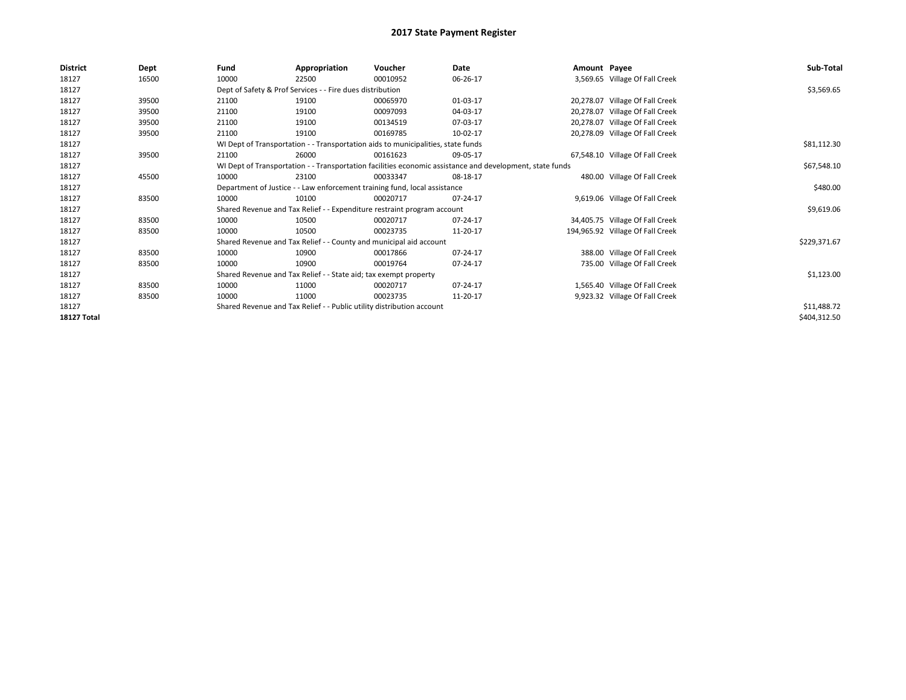# 2017 State Payment Register

| District | Dept | Fund | Appropriation | Voucher | Date | Amount | Payee | Sub-Total |
|---|---|---|---|---|---|---|---|---|
| 18127 | 16500 | 10000 | 22500 | 00010952 | 06-26-17 | 3,569.65 | Village Of Fall Creek | |
| 18127 | | Dept of Safety & Prof Services - - Fire dues distribution | | | | | | $3,569.65 |
| 18127 | 39500 | 21100 | 19100 | 00065970 | 01-03-17 | 20,278.07 | Village Of Fall Creek | |
| 18127 | 39500 | 21100 | 19100 | 00097093 | 04-03-17 | 20,278.07 | Village Of Fall Creek | |
| 18127 | 39500 | 21100 | 19100 | 00134519 | 07-03-17 | 20,278.07 | Village Of Fall Creek | |
| 18127 | 39500 | 21100 | 19100 | 00169785 | 10-02-17 | 20,278.09 | Village Of Fall Creek | |
| 18127 | | WI Dept of Transportation - - Transportation aids to municipalities, state funds | | | | | | $81,112.30 |
| 18127 | 39500 | 21100 | 26000 | 00161623 | 09-05-17 | 67,548.10 | Village Of Fall Creek | |
| 18127 | | WI Dept of Transportation - - Transportation facilities economic assistance and development, state funds | | | | | | $67,548.10 |
| 18127 | 45500 | 10000 | 23100 | 00033347 | 08-18-17 | 480.00 | Village Of Fall Creek | |
| 18127 | | Department of Justice - - Law enforcement training fund, local assistance | | | | | | $480.00 |
| 18127 | 83500 | 10000 | 10100 | 00020717 | 07-24-17 | 9,619.06 | Village Of Fall Creek | |
| 18127 | | Shared Revenue and Tax Relief - - Expenditure restraint program account | | | | | | $9,619.06 |
| 18127 | 83500 | 10000 | 10500 | 00020717 | 07-24-17 | 34,405.75 | Village Of Fall Creek | |
| 18127 | 83500 | 10000 | 10500 | 00023735 | 11-20-17 | 194,965.92 | Village Of Fall Creek | |
| 18127 | | Shared Revenue and Tax Relief - - County and municipal aid account | | | | | | $229,371.67 |
| 18127 | 83500 | 10000 | 10900 | 00017866 | 07-24-17 | 388.00 | Village Of Fall Creek | |
| 18127 | 83500 | 10000 | 10900 | 00019764 | 07-24-17 | 735.00 | Village Of Fall Creek | |
| 18127 | | Shared Revenue and Tax Relief - - State aid; tax exempt property | | | | | | $1,123.00 |
| 18127 | 83500 | 10000 | 11000 | 00020717 | 07-24-17 | 1,565.40 | Village Of Fall Creek | |
| 18127 | 83500 | 10000 | 11000 | 00023735 | 11-20-17 | 9,923.32 | Village Of Fall Creek | |
| 18127 | | Shared Revenue and Tax Relief - - Public utility distribution account | | | | | | $11,488.72 |
| **18127 Total** | | | | | | | | $404,312.50 |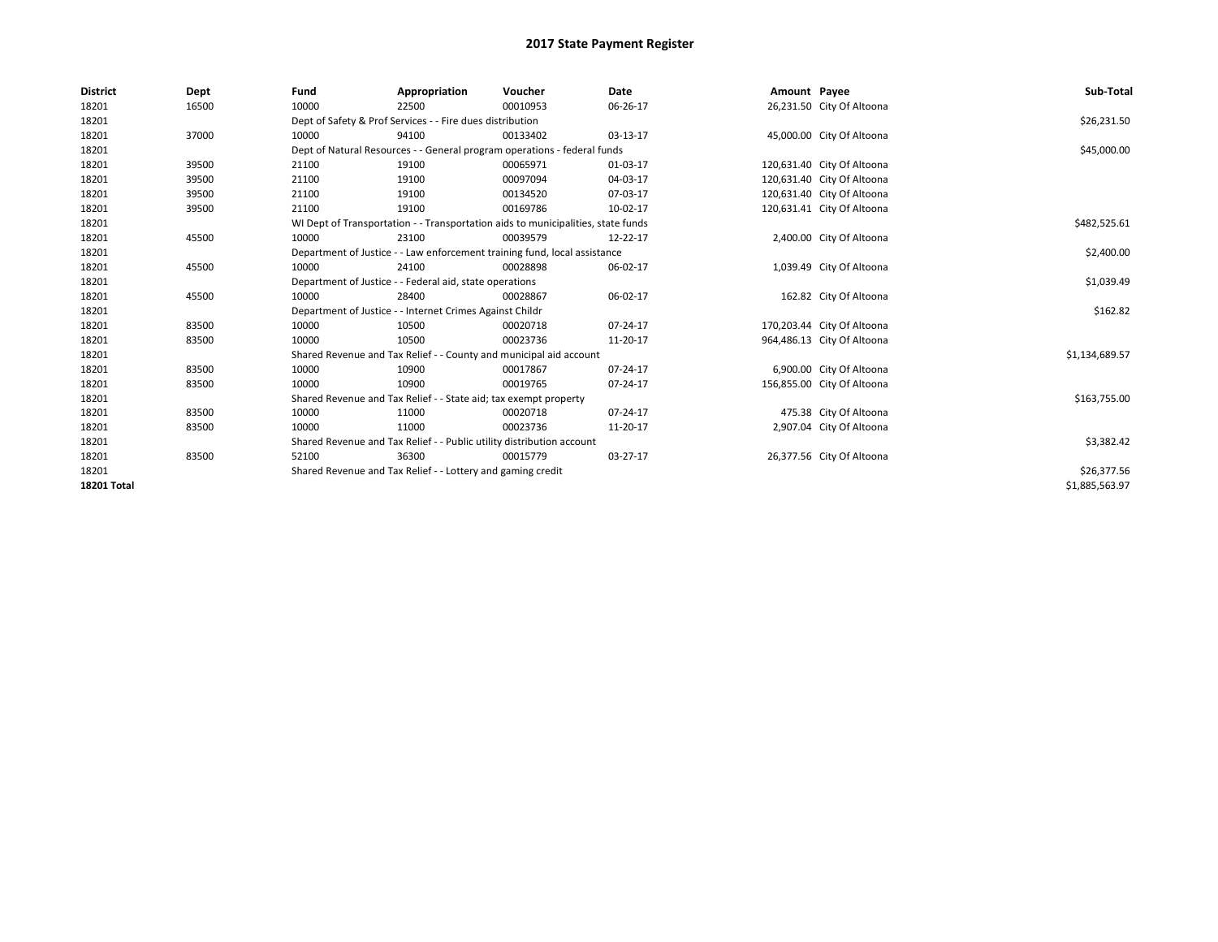# 2017 State Payment Register

| District | Dept | Fund | Appropriation | Voucher | Date | Amount | Payee | Sub-Total |
|---|---|---|---|---|---|---|---|---|
| 18201 | 16500 | 10000 | 22500 | 00010953 | 06-26-17 | 26,231.50 | City Of Altoona | |
| 18201 | | Dept of Safety & Prof Services - - Fire dues distribution | | | | | | $26,231.50 |
| 18201 | 37000 | 10000 | 94100 | 00133402 | 03-13-17 | 45,000.00 | City Of Altoona | |
| 18201 | | Dept of Natural Resources - - General program operations - federal funds | | | | | | $45,000.00 |
| 18201 | 39500 | 21100 | 19100 | 00065971 | 01-03-17 | 120,631.40 | City Of Altoona | |
| 18201 | 39500 | 21100 | 19100 | 00097094 | 04-03-17 | 120,631.40 | City Of Altoona | |
| 18201 | 39500 | 21100 | 19100 | 00134520 | 07-03-17 | 120,631.40 | City Of Altoona | |
| 18201 | 39500 | 21100 | 19100 | 00169786 | 10-02-17 | 120,631.41 | City Of Altoona | |
| 18201 | | WI Dept of Transportation - - Transportation aids to municipalities, state funds | | | | | | $482,525.61 |
| 18201 | 45500 | 10000 | 23100 | 00039579 | 12-22-17 | 2,400.00 | City Of Altoona | |
| 18201 | | Department of Justice - - Law enforcement training fund, local assistance | | | | | | $2,400.00 |
| 18201 | 45500 | 10000 | 24100 | 00028898 | 06-02-17 | 1,039.49 | City Of Altoona | |
| 18201 | | Department of Justice - - Federal aid, state operations | | | | | | $1,039.49 |
| 18201 | 45500 | 10000 | 28400 | 00028867 | 06-02-17 | 162.82 | City Of Altoona | |
| 18201 | | Department of Justice - - Internet Crimes Against Childr | | | | | | $162.82 |
| 18201 | 83500 | 10000 | 10500 | 00020718 | 07-24-17 | 170,203.44 | City Of Altoona | |
| 18201 | 83500 | 10000 | 10500 | 00023736 | 11-20-17 | 964,486.13 | City Of Altoona | |
| 18201 | | Shared Revenue and Tax Relief - - County and municipal aid account | | | | | | $1,134,689.57 |
| 18201 | 83500 | 10000 | 10900 | 00017867 | 07-24-17 | 6,900.00 | City Of Altoona | |
| 18201 | 83500 | 10000 | 10900 | 00019765 | 07-24-17 | 156,855.00 | City Of Altoona | |
| 18201 | | Shared Revenue and Tax Relief - - State aid; tax exempt property | | | | | | $163,755.00 |
| 18201 | 83500 | 10000 | 11000 | 00020718 | 07-24-17 | 475.38 | City Of Altoona | |
| 18201 | 83500 | 10000 | 11000 | 00023736 | 11-20-17 | 2,907.04 | City Of Altoona | |
| 18201 | | Shared Revenue and Tax Relief - - Public utility distribution account | | | | | | $3,382.42 |
| 18201 | 83500 | 52100 | 36300 | 00015779 | 03-27-17 | 26,377.56 | City Of Altoona | |
| 18201 | | Shared Revenue and Tax Relief - - Lottery and gaming credit | | | | | | $26,377.56 |
| **18201 Total** | | | | | | | | $1,885,563.97 |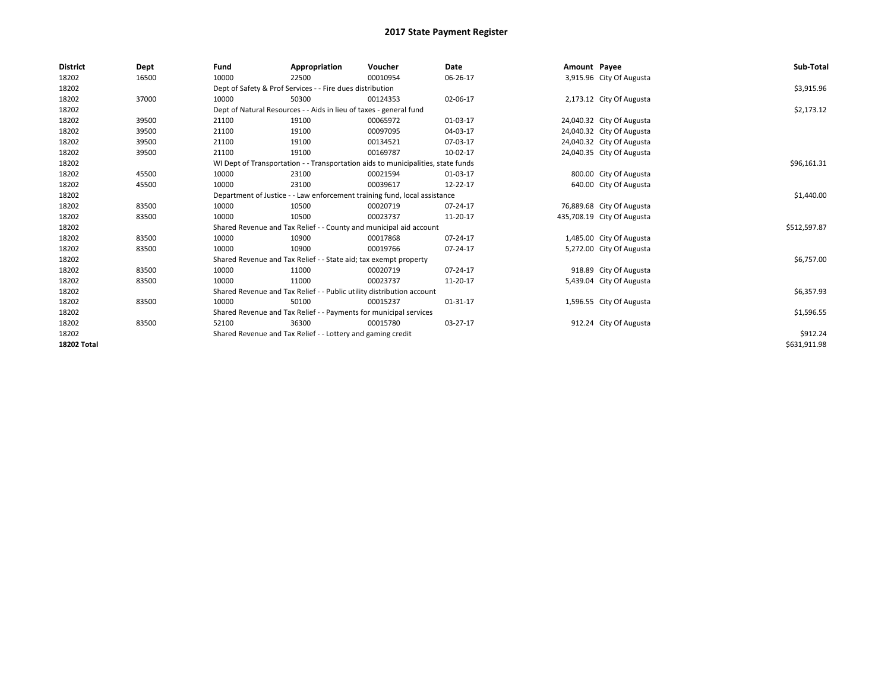# 2017 State Payment Register

| District | Dept | Fund | Appropriation | Voucher | Date | Amount | Payee | Sub-Total |
|---|---|---|---|---|---|---|---|---|
| 18202 | 16500 | 10000 | 22500 | 00010954 | 06-26-17 | 3,915.96 | City Of Augusta | |
| 18202 | | Dept of Safety & Prof Services - - Fire dues distribution | | | | | | $3,915.96 |
| 18202 | 37000 | 10000 | 50300 | 00124353 | 02-06-17 | 2,173.12 | City Of Augusta | |
| 18202 | | Dept of Natural Resources - - Aids in lieu of taxes - general fund | | | | | | $2,173.12 |
| 18202 | 39500 | 21100 | 19100 | 00065972 | 01-03-17 | 24,040.32 | City Of Augusta | |
| 18202 | 39500 | 21100 | 19100 | 00097095 | 04-03-17 | 24,040.32 | City Of Augusta | |
| 18202 | 39500 | 21100 | 19100 | 00134521 | 07-03-17 | 24,040.32 | City Of Augusta | |
| 18202 | 39500 | 21100 | 19100 | 00169787 | 10-02-17 | 24,040.35 | City Of Augusta | |
| 18202 | | WI Dept of Transportation - - Transportation aids to municipalities, state funds | | | | | | $96,161.31 |
| 18202 | 45500 | 10000 | 23100 | 00021594 | 01-03-17 | 800.00 | City Of Augusta | |
| 18202 | 45500 | 10000 | 23100 | 00039617 | 12-22-17 | 640.00 | City Of Augusta | |
| 18202 | | Department of Justice - - Law enforcement training fund, local assistance | | | | | | $1,440.00 |
| 18202 | 83500 | 10000 | 10500 | 00020719 | 07-24-17 | 76,889.68 | City Of Augusta | |
| 18202 | 83500 | 10000 | 10500 | 00023737 | 11-20-17 | 435,708.19 | City Of Augusta | |
| 18202 | | Shared Revenue and Tax Relief - - County and municipal aid account | | | | | | $512,597.87 |
| 18202 | 83500 | 10000 | 10900 | 00017868 | 07-24-17 | 1,485.00 | City Of Augusta | |
| 18202 | 83500 | 10000 | 10900 | 00019766 | 07-24-17 | 5,272.00 | City Of Augusta | |
| 18202 | | Shared Revenue and Tax Relief - - State aid; tax exempt property | | | | | | $6,757.00 |
| 18202 | 83500 | 10000 | 11000 | 00020719 | 07-24-17 | 918.89 | City Of Augusta | |
| 18202 | 83500 | 10000 | 11000 | 00023737 | 11-20-17 | 5,439.04 | City Of Augusta | |
| 18202 | | Shared Revenue and Tax Relief - - Public utility distribution account | | | | | | $6,357.93 |
| 18202 | 83500 | 10000 | 50100 | 00015237 | 01-31-17 | 1,596.55 | City Of Augusta | |
| 18202 | | Shared Revenue and Tax Relief - - Payments for municipal services | | | | | | $1,596.55 |
| 18202 | 83500 | 52100 | 36300 | 00015780 | 03-27-17 | 912.24 | City Of Augusta | |
| 18202 | | Shared Revenue and Tax Relief - - Lottery and gaming credit | | | | | | $912.24 |
| **18202 Total** | | | | | | | | $631,911.98 |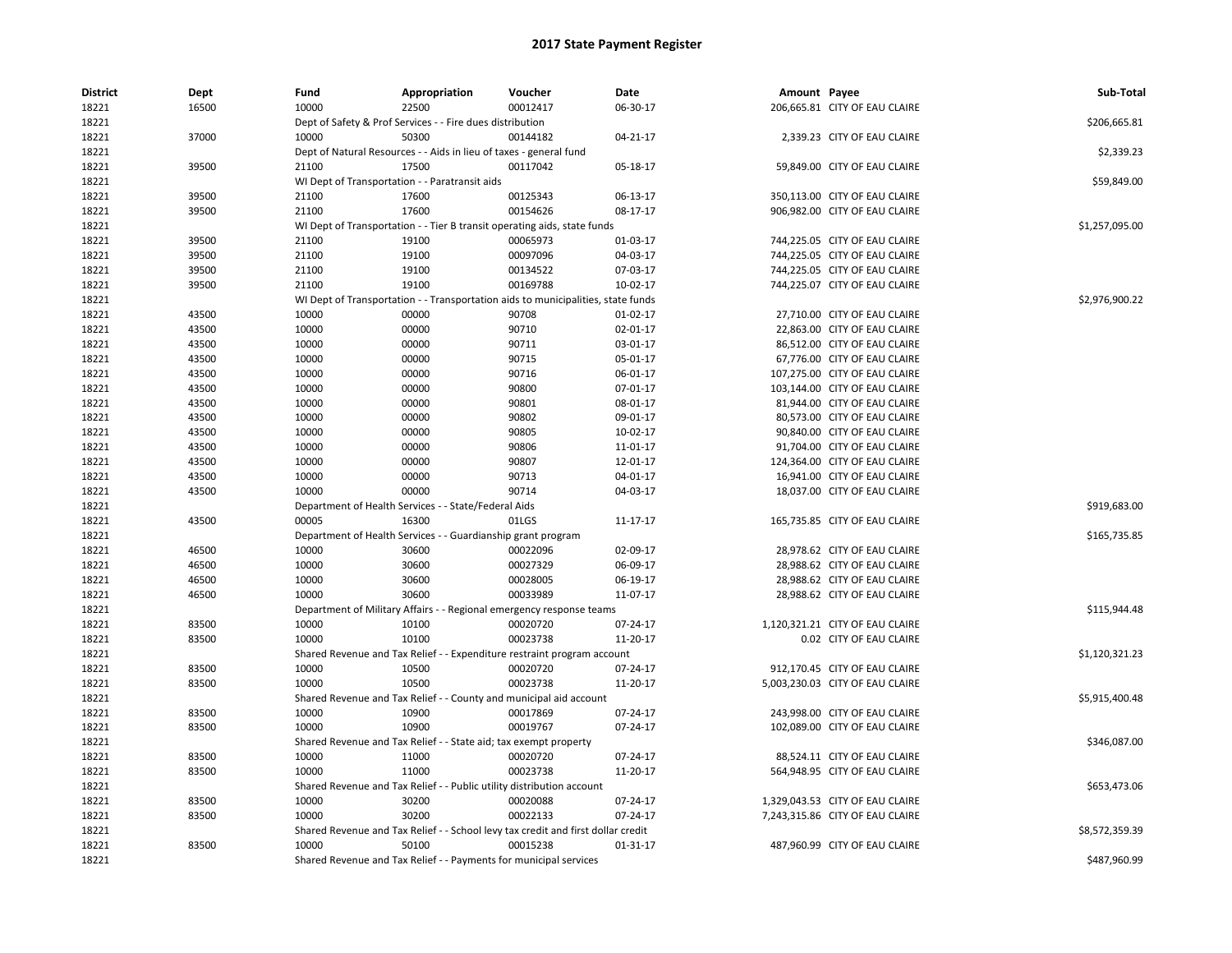## 2017 State Payment Register

| District | Dept | Fund | Appropriation | Voucher | Date | Amount | Payee | Sub-Total |
|---|---|---|---|---|---|---|---|---|
| 18221 | 16500 | 10000 | 22500 | 00012417 | 06-30-17 | 206,665.81 | CITY OF EAU CLAIRE | |
| 18221 | | Dept of Safety & Prof Services - - Fire dues distribution | | | | | | $206,665.81 |
| 18221 | 37000 | 10000 | 50300 | 00144182 | 04-21-17 | 2,339.23 | CITY OF EAU CLAIRE | |
| 18221 | | Dept of Natural Resources - - Aids in lieu of taxes - general fund | | | | | | $2,339.23 |
| 18221 | 39500 | 21100 | 17500 | 00117042 | 05-18-17 | 59,849.00 | CITY OF EAU CLAIRE | |
| 18221 | | WI Dept of Transportation - - Paratransit aids | | | | | | $59,849.00 |
| 18221 | 39500 | 21100 | 17600 | 00125343 | 06-13-17 | 350,113.00 | CITY OF EAU CLAIRE | |
| 18221 | 39500 | 21100 | 17600 | 00154626 | 08-17-17 | 906,982.00 | CITY OF EAU CLAIRE | |
| 18221 | | WI Dept of Transportation - - Tier B transit operating aids, state funds | | | | | | $1,257,095.00 |
| 18221 | 39500 | 21100 | 19100 | 00065973 | 01-03-17 | 744,225.05 | CITY OF EAU CLAIRE | |
| 18221 | 39500 | 21100 | 19100 | 00097096 | 04-03-17 | 744,225.05 | CITY OF EAU CLAIRE | |
| 18221 | 39500 | 21100 | 19100 | 00134522 | 07-03-17 | 744,225.05 | CITY OF EAU CLAIRE | |
| 18221 | 39500 | 21100 | 19100 | 00169788 | 10-02-17 | 744,225.07 | CITY OF EAU CLAIRE | |
| 18221 | | WI Dept of Transportation - - Transportation aids to municipalities, state funds | | | | | | $2,976,900.22 |
| 18221 | 43500 | 10000 | 00000 | 90708 | 01-02-17 | 27,710.00 | CITY OF EAU CLAIRE | |
| 18221 | 43500 | 10000 | 00000 | 90710 | 02-01-17 | 22,863.00 | CITY OF EAU CLAIRE | |
| 18221 | 43500 | 10000 | 00000 | 90711 | 03-01-17 | 86,512.00 | CITY OF EAU CLAIRE | |
| 18221 | 43500 | 10000 | 00000 | 90715 | 05-01-17 | 67,776.00 | CITY OF EAU CLAIRE | |
| 18221 | 43500 | 10000 | 00000 | 90716 | 06-01-17 | 107,275.00 | CITY OF EAU CLAIRE | |
| 18221 | 43500 | 10000 | 00000 | 90800 | 07-01-17 | 103,144.00 | CITY OF EAU CLAIRE | |
| 18221 | 43500 | 10000 | 00000 | 90801 | 08-01-17 | 81,944.00 | CITY OF EAU CLAIRE | |
| 18221 | 43500 | 10000 | 00000 | 90802 | 09-01-17 | 80,573.00 | CITY OF EAU CLAIRE | |
| 18221 | 43500 | 10000 | 00000 | 90805 | 10-02-17 | 90,840.00 | CITY OF EAU CLAIRE | |
| 18221 | 43500 | 10000 | 00000 | 90806 | 11-01-17 | 91,704.00 | CITY OF EAU CLAIRE | |
| 18221 | 43500 | 10000 | 00000 | 90807 | 12-01-17 | 124,364.00 | CITY OF EAU CLAIRE | |
| 18221 | 43500 | 10000 | 00000 | 90713 | 04-01-17 | 16,941.00 | CITY OF EAU CLAIRE | |
| 18221 | 43500 | 10000 | 00000 | 90714 | 04-03-17 | 18,037.00 | CITY OF EAU CLAIRE | |
| 18221 | | Department of Health Services - - State/Federal Aids | | | | | | $919,683.00 |
| 18221 | 43500 | 00005 | 16300 | 01LGS | 11-17-17 | 165,735.85 | CITY OF EAU CLAIRE | |
| 18221 | | Department of Health Services - - Guardianship grant program | | | | | | $165,735.85 |
| 18221 | 46500 | 10000 | 30600 | 00022096 | 02-09-17 | 28,978.62 | CITY OF EAU CLAIRE | |
| 18221 | 46500 | 10000 | 30600 | 00027329 | 06-09-17 | 28,988.62 | CITY OF EAU CLAIRE | |
| 18221 | 46500 | 10000 | 30600 | 00028005 | 06-19-17 | 28,988.62 | CITY OF EAU CLAIRE | |
| 18221 | 46500 | 10000 | 30600 | 00033989 | 11-07-17 | 28,988.62 | CITY OF EAU CLAIRE | |
| 18221 | | Department of Military Affairs - - Regional emergency response teams | | | | | | $115,944.48 |
| 18221 | 83500 | 10000 | 10100 | 00020720 | 07-24-17 | 1,120,321.21 | CITY OF EAU CLAIRE | |
| 18221 | 83500 | 10000 | 10100 | 00023738 | 11-20-17 | 0.02 | CITY OF EAU CLAIRE | |
| 18221 | | Shared Revenue and Tax Relief - - Expenditure restraint program account | | | | | | $1,120,321.23 |
| 18221 | 83500 | 10000 | 10500 | 00020720 | 07-24-17 | 912,170.45 | CITY OF EAU CLAIRE | |
| 18221 | 83500 | 10000 | 10500 | 00023738 | 11-20-17 | 5,003,230.03 | CITY OF EAU CLAIRE | |
| 18221 | | Shared Revenue and Tax Relief - - County and municipal aid account | | | | | | $5,915,400.48 |
| 18221 | 83500 | 10000 | 10900 | 00017869 | 07-24-17 | 243,998.00 | CITY OF EAU CLAIRE | |
| 18221 | 83500 | 10000 | 10900 | 00019767 | 07-24-17 | 102,089.00 | CITY OF EAU CLAIRE | |
| 18221 | | Shared Revenue and Tax Relief - - State aid; tax exempt property | | | | | | $346,087.00 |
| 18221 | 83500 | 10000 | 11000 | 00020720 | 07-24-17 | 88,524.11 | CITY OF EAU CLAIRE | |
| 18221 | 83500 | 10000 | 11000 | 00023738 | 11-20-17 | 564,948.95 | CITY OF EAU CLAIRE | |
| 18221 | | Shared Revenue and Tax Relief - - Public utility distribution account | | | | | | $653,473.06 |
| 18221 | 83500 | 10000 | 30200 | 00020088 | 07-24-17 | 1,329,043.53 | CITY OF EAU CLAIRE | |
| 18221 | 83500 | 10000 | 30200 | 00022133 | 07-24-17 | 7,243,315.86 | CITY OF EAU CLAIRE | |
| 18221 | | Shared Revenue and Tax Relief - - School levy tax credit and first dollar credit | | | | | | $8,572,359.39 |
| 18221 | 83500 | 10000 | 50100 | 00015238 | 01-31-17 | 487,960.99 | CITY OF EAU CLAIRE | |
| 18221 | | Shared Revenue and Tax Relief - - Payments for municipal services | | | | | | $487,960.99 |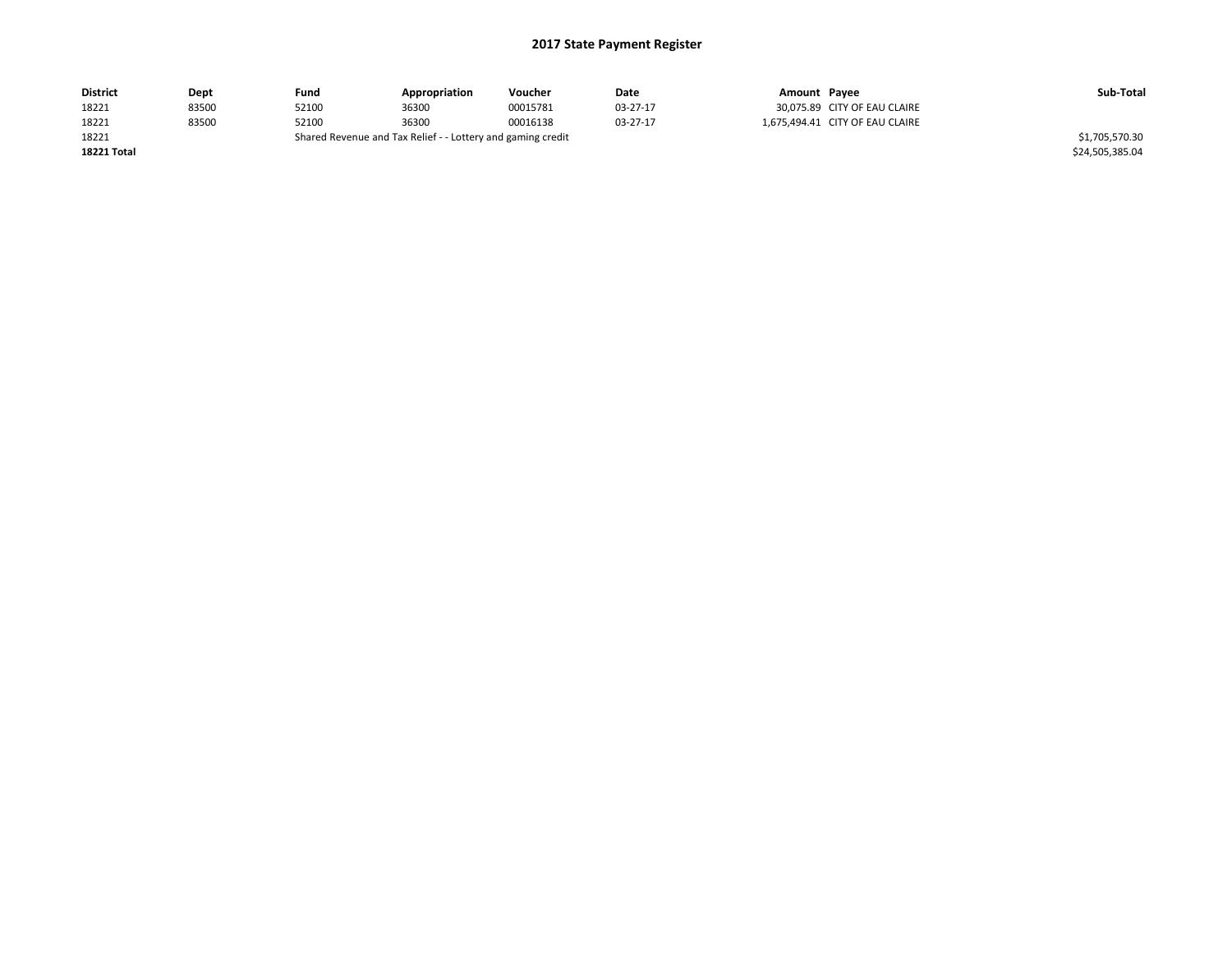## 2017 State Payment Register

| District | Dept | Fund | Appropriation | Voucher | Date | Amount | Payee | Sub-Total |
|---|---|---|---|---|---|---|---|---|
| 18221 | 83500 | 52100 | 36300 | 00015781 | 03-27-17 | 30,075.89 | CITY OF EAU CLAIRE | |
| 18221 | 83500 | 52100 | 36300 | 00016138 | 03-27-17 | 1,675,494.41 | CITY OF EAU CLAIRE | |
| 18221 | | Shared Revenue and Tax Relief - - Lottery and gaming credit | | | | | | $1,705,570.30 |
| **18221 Total** | | | | | | | | $24,505,385.04 |